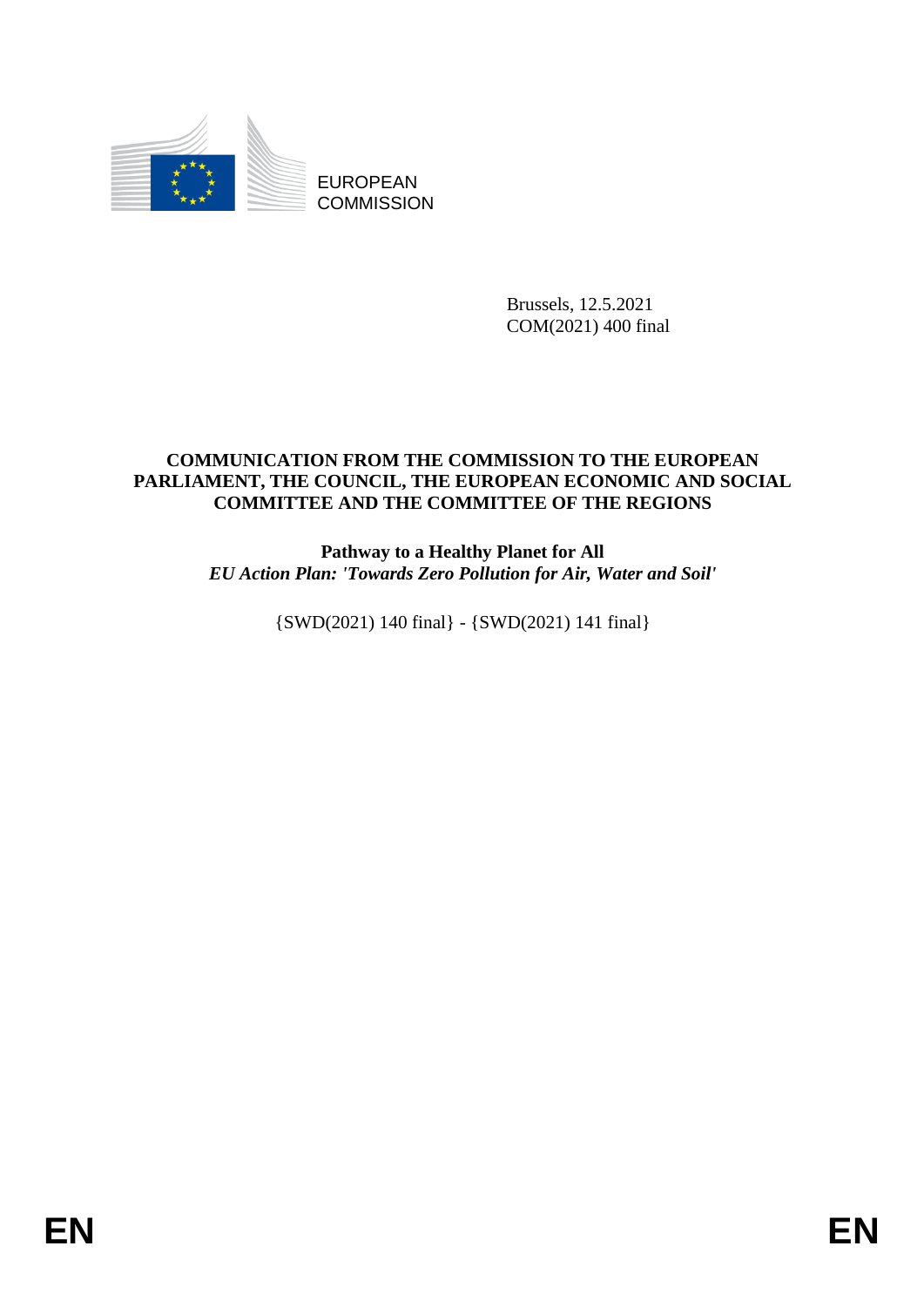EUROPEAN COMMISSION

Brussels, 12.5.2021
COM(2021) 400 final

**COMMUNICATION FROM THE COMMISSION TO THE EUROPEAN PARLIAMENT, THE COUNCIL, THE EUROPEAN ECONOMIC AND SOCIAL COMMITTEE AND THE COMMITTEE OF THE REGIONS**

# Pathway to a Healthy Planet for All

***EU Action Plan: 'Towards Zero Pollution for Air, Water and Soil'***

{SWD(2021) 140 final} - {SWD(2021) 141 final}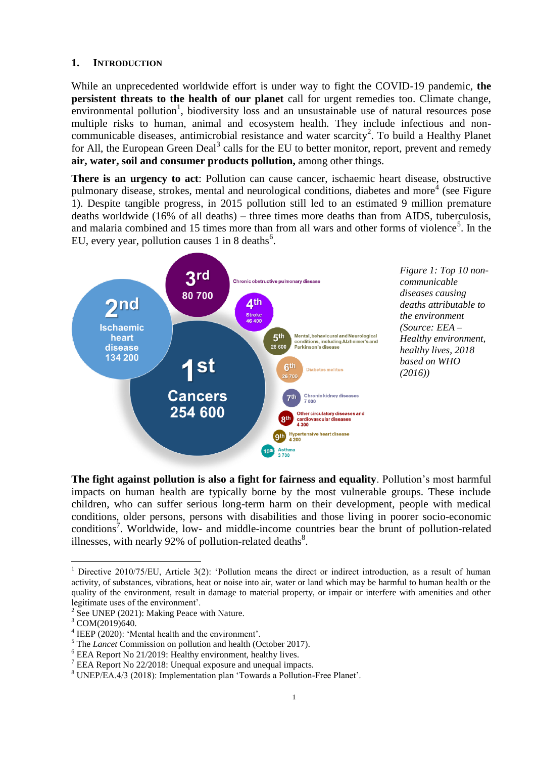## 1. INTRODUCTION

While an unprecedented worldwide effort is under way to fight the COVID-19 pandemic, **the persistent threats to the health of our planet** call for urgent remedies too. Climate change, environmental pollution[1], biodiversity loss and an unsustainable use of natural resources pose multiple risks to human, animal and ecosystem health. They include infectious and non-communicable diseases, antimicrobial resistance and water scarcity[2]. To build a Healthy Planet for All, the European Green Deal[3] calls for the EU to better monitor, report, prevent and remedy **air, water, soil and consumer products pollution,** among other things.

**There is an urgency to act**: Pollution can cause cancer, ischaemic heart disease, obstructive pulmonary disease, strokes, mental and neurological conditions, diabetes and more[4] (see Figure 1). Despite tangible progress, in 2015 pollution still led to an estimated 9 million premature deaths worldwide (16% of all deaths) – three times more deaths than from AIDS, tuberculosis, and malaria combined and 15 times more than from all wars and other forms of violence[5]. In the EU, every year, pollution causes 1 in 8 deaths[6].

| Rank | Disease | Deaths |
|---|---|---|
| 1st | Cancers | 254 600 |
| 2nd | Ischaemic heart disease | 134 200 |
| 3rd | Chronic obstructive pulmonary disease | 80 700 |
| 4th | Stroke | 46 400 |
| 5th | Mental, behavioural and Neurological conditions, including Alzheimer's and Parkinson's disease | 28 600 |
| 6th | Diabetes melitus | 26 700 |
| 7th | Chronic kidney diseases | 7 000 |
| 8th | Other circulatory diseases and cardiovascular diseases | 4 300 |
| 9th | Hypertensive heart disease | 4 200 |
| 10th | Asthma | 3 700 |

*Figure 1: Top 10 non-communicable diseases causing deaths attributable to the environment (Source: EEA – Healthy environment, healthy lives, 2018 based on WHO (2016))*

**The fight against pollution is also a fight for fairness and equality**. Pollution's most harmful impacts on human health are typically borne by the most vulnerable groups. These include children, who can suffer serious long-term harm on their development, people with medical conditions, older persons, persons with disabilities and those living in poorer socio-economic conditions[7]. Worldwide, low- and middle-income countries bear the brunt of pollution-related illnesses, with nearly 92% of pollution-related deaths[8].

---

[1] Directive 2010/75/EU, Article 3(2): 'Pollution means the direct or indirect introduction, as a result of human activity, of substances, vibrations, heat or noise into air, water or land which may be harmful to human health or the quality of the environment, result in damage to material property, or impair or interfere with amenities and other legitimate uses of the environment'.

[2] See UNEP (2021): Making Peace with Nature.

[3] COM(2019)640.

[4] IEEP (2020): 'Mental health and the environment'.

[5] The *Lancet* Commission on pollution and health (October 2017).

[6] EEA Report No 21/2019: Healthy environment, healthy lives.

[7] EEA Report No 22/2018: Unequal exposure and unequal impacts.

[8] UNEP/EA.4/3 (2018): Implementation plan 'Towards a Pollution-Free Planet'.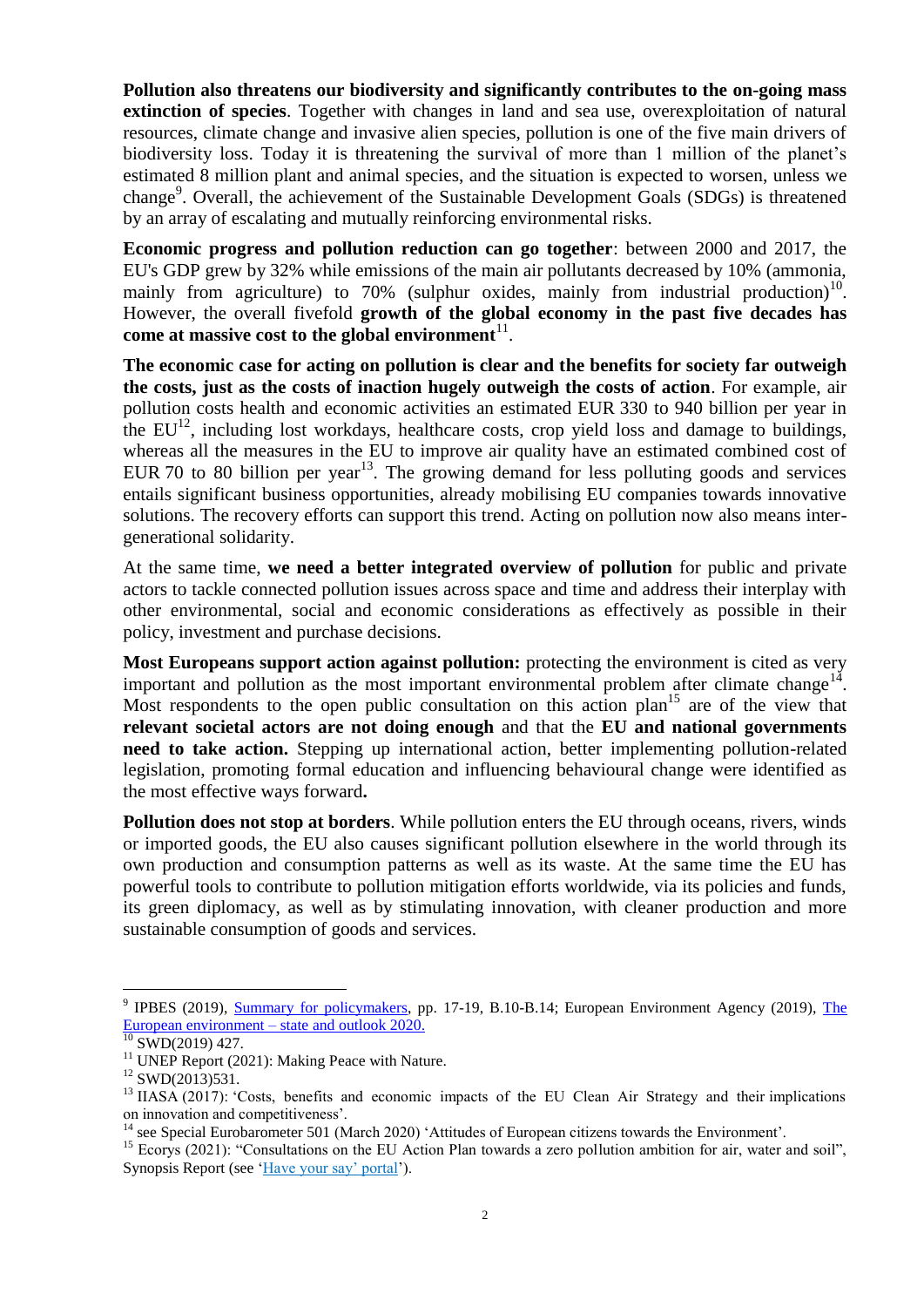**Pollution also threatens our biodiversity and significantly contributes to the on-going mass extinction of species**. Together with changes in land and sea use, overexploitation of natural resources, climate change and invasive alien species, pollution is one of the five main drivers of biodiversity loss. Today it is threatening the survival of more than 1 million of the planet's estimated 8 million plant and animal species, and the situation is expected to worsen, unless we change[9]. Overall, the achievement of the Sustainable Development Goals (SDGs) is threatened by an array of escalating and mutually reinforcing environmental risks.

**Economic progress and pollution reduction can go together**: between 2000 and 2017, the EU's GDP grew by 32% while emissions of the main air pollutants decreased by 10% (ammonia, mainly from agriculture) to 70% (sulphur oxides, mainly from industrial production)[10]. However, the overall fivefold **growth of the global economy in the past five decades has come at massive cost to the global environment**[11].

**The economic case for acting on pollution is clear and the benefits for society far outweigh the costs, just as the costs of inaction hugely outweigh the costs of action**. For example, air pollution costs health and economic activities an estimated EUR 330 to 940 billion per year in the EU[12], including lost workdays, healthcare costs, crop yield loss and damage to buildings, whereas all the measures in the EU to improve air quality have an estimated combined cost of EUR 70 to 80 billion per year[13]. The growing demand for less polluting goods and services entails significant business opportunities, already mobilising EU companies towards innovative solutions. The recovery efforts can support this trend. Acting on pollution now also means inter-generational solidarity.

At the same time, **we need a better integrated overview of pollution** for public and private actors to tackle connected pollution issues across space and time and address their interplay with other environmental, social and economic considerations as effectively as possible in their policy, investment and purchase decisions.

**Most Europeans support action against pollution:** protecting the environment is cited as very important and pollution as the most important environmental problem after climate change[14]. Most respondents to the open public consultation on this action plan[15] are of the view that **relevant societal actors are not doing enough** and that the **EU and national governments need to take action.** Stepping up international action, better implementing pollution-related legislation, promoting formal education and influencing behavioural change were identified as the most effective ways forward**.**

**Pollution does not stop at borders**. While pollution enters the EU through oceans, rivers, winds or imported goods, the EU also causes significant pollution elsewhere in the world through its own production and consumption patterns as well as its waste. At the same time the EU has powerful tools to contribute to pollution mitigation efforts worldwide, via its policies and funds, its green diplomacy, as well as by stimulating innovation, with cleaner production and more sustainable consumption of goods and services.

---

[9] IPBES (2019), Summary for policymakers, pp. 17-19, B.10-B.14; European Environment Agency (2019), The European environment – state and outlook 2020.

[10] SWD(2019) 427.

[11] UNEP Report (2021): Making Peace with Nature.

[12] SWD(2013)531.

[13] IIASA (2017): 'Costs, benefits and economic impacts of the EU Clean Air Strategy and their implications on innovation and competitiveness'.

[14] see Special Eurobarometer 501 (March 2020) 'Attitudes of European citizens towards the Environment'.

[15] Ecorys (2021): "Consultations on the EU Action Plan towards a zero pollution ambition for air, water and soil", Synopsis Report (see 'Have your say' portal').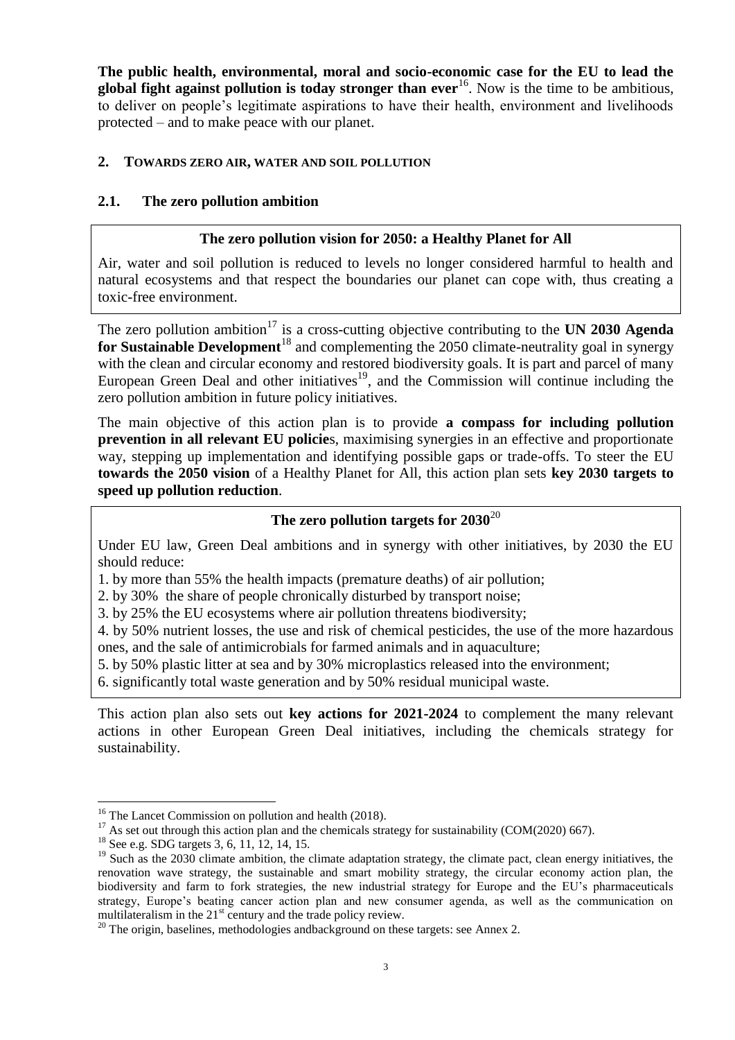**The public health, environmental, moral and socio-economic case for the EU to lead the global fight against pollution is today stronger than ever**[16]. Now is the time to be ambitious, to deliver on people's legitimate aspirations to have their health, environment and livelihoods protected – and to make peace with our planet.

## 2. TOWARDS ZERO AIR, WATER AND SOIL POLLUTION

### 2.1. The zero pollution ambition

**The zero pollution vision for 2050: a Healthy Planet for All**

Air, water and soil pollution is reduced to levels no longer considered harmful to health and natural ecosystems and that respect the boundaries our planet can cope with, thus creating a toxic-free environment.

The zero pollution ambition[17] is a cross-cutting objective contributing to the **UN 2030 Agenda for Sustainable Development**[18] and complementing the 2050 climate-neutrality goal in synergy with the clean and circular economy and restored biodiversity goals. It is part and parcel of many European Green Deal and other initiatives[19], and the Commission will continue including the zero pollution ambition in future policy initiatives.

The main objective of this action plan is to provide **a compass for including pollution prevention in all relevant EU policie**s, maximising synergies in an effective and proportionate way, stepping up implementation and identifying possible gaps or trade-offs. To steer the EU **towards the 2050 vision** of a Healthy Planet for All, this action plan sets **key 2030 targets to speed up pollution reduction**.

**The zero pollution targets for 2030**[20]

Under EU law, Green Deal ambitions and in synergy with other initiatives, by 2030 the EU should reduce:

1. by more than 55% the health impacts (premature deaths) of air pollution;
2. by 30% the share of people chronically disturbed by transport noise;
3. by 25% the EU ecosystems where air pollution threatens biodiversity;
4. by 50% nutrient losses, the use and risk of chemical pesticides, the use of the more hazardous ones, and the sale of antimicrobials for farmed animals and in aquaculture;
5. by 50% plastic litter at sea and by 30% microplastics released into the environment;
6. significantly total waste generation and by 50% residual municipal waste.

This action plan also sets out **key actions for 2021-2024** to complement the many relevant actions in other European Green Deal initiatives, including the chemicals strategy for sustainability.

---

[16] The Lancet Commission on pollution and health (2018).

[17] As set out through this action plan and the chemicals strategy for sustainability (COM(2020) 667).

[18] See e.g. SDG targets 3, 6, 11, 12, 14, 15.

[19] Such as the 2030 climate ambition, the climate adaptation strategy, the climate pact, clean energy initiatives, the renovation wave strategy, the sustainable and smart mobility strategy, the circular economy action plan, the biodiversity and farm to fork strategies, the new industrial strategy for Europe and the EU's pharmaceuticals strategy, Europe's beating cancer action plan and new consumer agenda, as well as the communication on multilateralism in the 21st century and the trade policy review.

[20] The origin, baselines, methodologies andbackground on these targets: see Annex 2.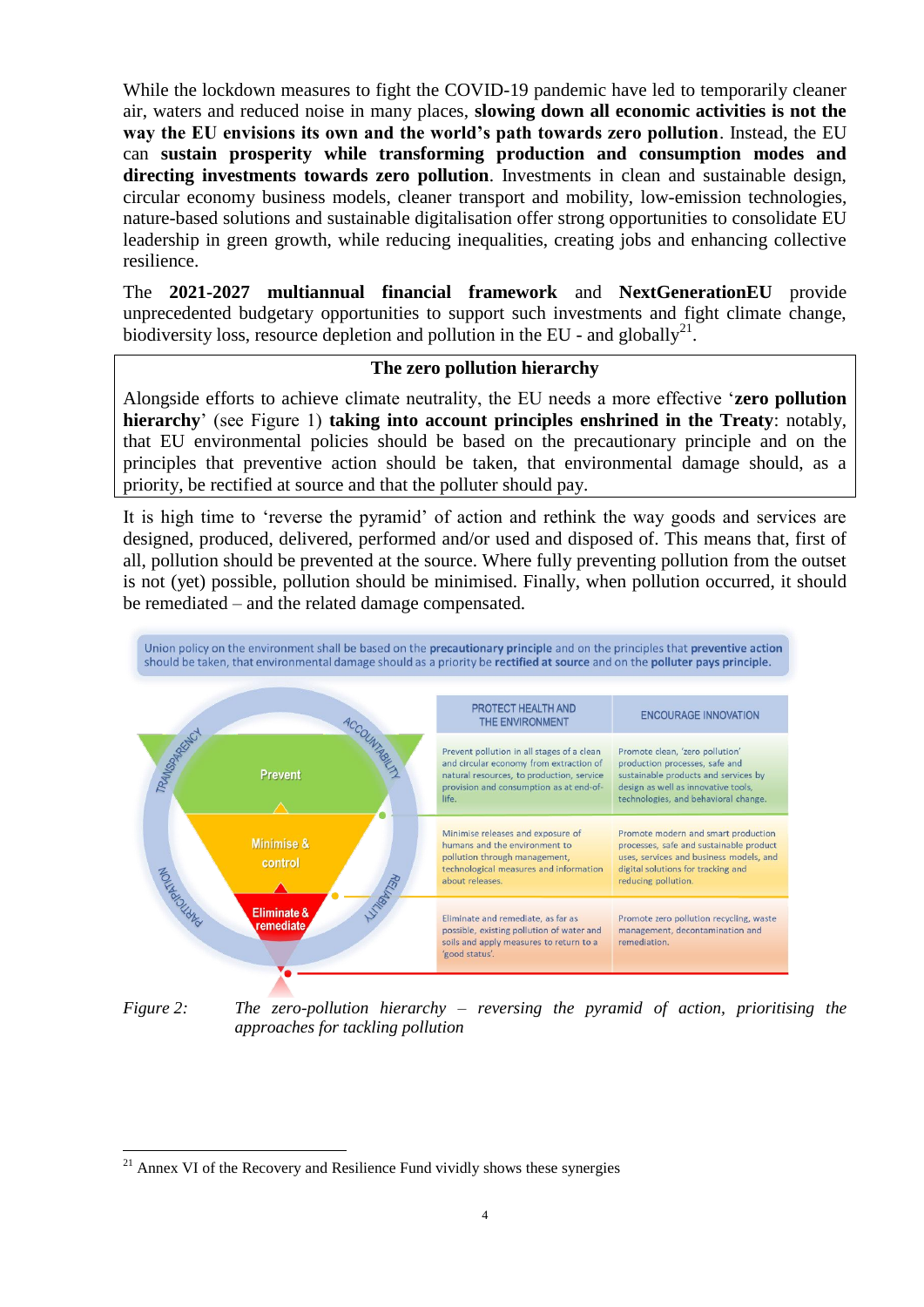While the lockdown measures to fight the COVID-19 pandemic have led to temporarily cleaner air, waters and reduced noise in many places, **slowing down all economic activities is not the way the EU envisions its own and the world's path towards zero pollution**. Instead, the EU can **sustain prosperity while transforming production and consumption modes and directing investments towards zero pollution**. Investments in clean and sustainable design, circular economy business models, cleaner transport and mobility, low-emission technologies, nature-based solutions and sustainable digitalisation offer strong opportunities to consolidate EU leadership in green growth, while reducing inequalities, creating jobs and enhancing collective resilience.

The **2021-2027 multiannual financial framework** and **NextGenerationEU** provide unprecedented budgetary opportunities to support such investments and fight climate change, biodiversity loss, resource depletion and pollution in the EU - and globally[21].

**The zero pollution hierarchy**

Alongside efforts to achieve climate neutrality, the EU needs a more effective '**zero pollution hierarchy**' (see Figure 1) **taking into account principles enshrined in the Treaty**: notably, that EU environmental policies should be based on the precautionary principle and on the principles that preventive action should be taken, that environmental damage should, as a priority, be rectified at source and that the polluter should pay.

It is high time to 'reverse the pyramid' of action and rethink the way goods and services are designed, produced, delivered, performed and/or used and disposed of. This means that, first of all, pollution should be prevented at the source. Where fully preventing pollution from the outset is not (yet) possible, pollution should be minimised. Finally, when pollution occurred, it should be remediated – and the related damage compensated.

Union policy on the environment shall be based on the **precautionary principle** and on the principles that **preventive action** should be taken, that environmental damage should as a priority be **rectified at source** and on the **polluter pays principle.**

| | PROTECT HEALTH AND THE ENVIRONMENT | ENCOURAGE INNOVATION |
|---|---|---|
| Prevent | Prevent pollution in all stages of a clean and circular economy from extraction of natural resources, to production, service provision and consumption as at end-of-life. | Promote clean, 'zero pollution' production processes, safe and sustainable products and services by design as well as innovative tools, technologies, and behavioral change. |
| Minimise & control | Minimise releases and exposure of humans and the environment to pollution through management, technological measures and information about releases. | Promote modern and smart production processes, safe and sustainable product uses, services and business models, and digital solutions for tracking and reducing pollution. |
| Eliminate & remediate | Eliminate and remediate, as far as possible, existing pollution of water and soils and apply measures to return to a 'good status'. | Promote zero pollution recycling, waste management, decontamination and remediation. |

TRANSPARENCY – ACCOUNTABILITY – RELIABILITY – PARTICIPATION

*Figure 2: The zero-pollution hierarchy – reversing the pyramid of action, prioritising the approaches for tackling pollution*

[21] Annex VI of the Recovery and Resilience Fund vividly shows these synergies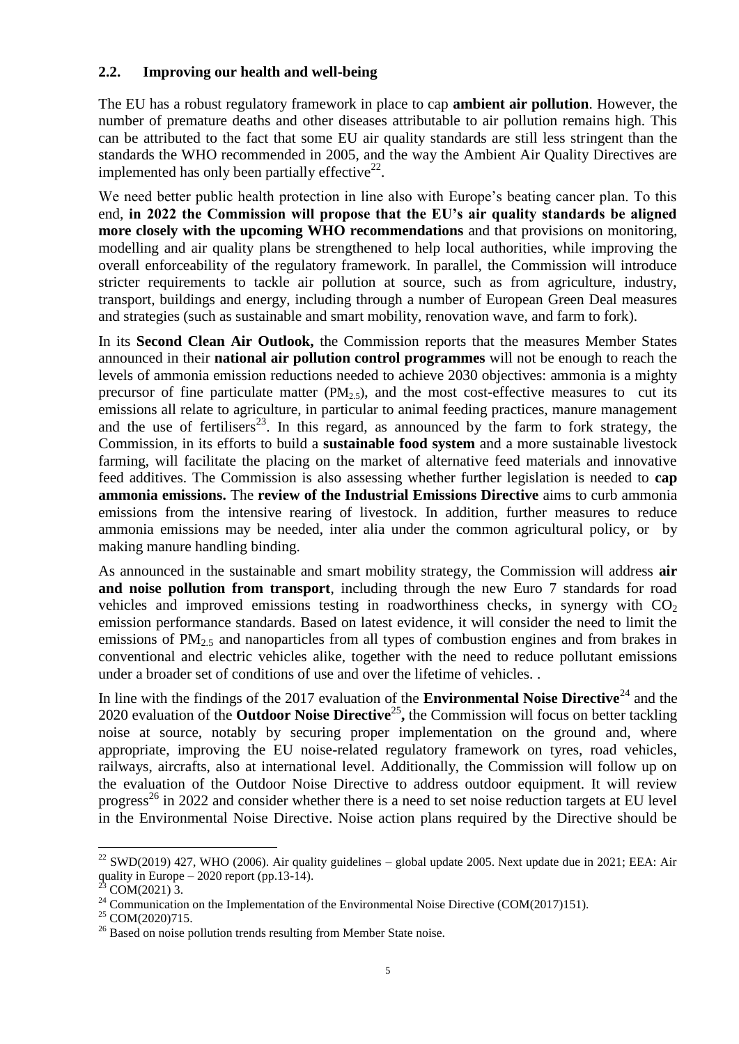## 2.2. Improving our health and well-being

The EU has a robust regulatory framework in place to cap **ambient air pollution**. However, the number of premature deaths and other diseases attributable to air pollution remains high. This can be attributed to the fact that some EU air quality standards are still less stringent than the standards the WHO recommended in 2005, and the way the Ambient Air Quality Directives are implemented has only been partially effective[22].

We need better public health protection in line also with Europe's beating cancer plan. To this end, **in 2022 the Commission will propose that the EU's air quality standards be aligned more closely with the upcoming WHO recommendations** and that provisions on monitoring, modelling and air quality plans be strengthened to help local authorities, while improving the overall enforceability of the regulatory framework. In parallel, the Commission will introduce stricter requirements to tackle air pollution at source, such as from agriculture, industry, transport, buildings and energy, including through a number of European Green Deal measures and strategies (such as sustainable and smart mobility, renovation wave, and farm to fork).

In its **Second Clean Air Outlook,** the Commission reports that the measures Member States announced in their **national air pollution control programmes** will not be enough to reach the levels of ammonia emission reductions needed to achieve 2030 objectives: ammonia is a mighty precursor of fine particulate matter ($PM_{2.5}$), and the most cost-effective measures to cut its emissions all relate to agriculture, in particular to animal feeding practices, manure management and the use of fertilisers[23]. In this regard, as announced by the farm to fork strategy, the Commission, in its efforts to build a **sustainable food system** and a more sustainable livestock farming, will facilitate the placing on the market of alternative feed materials and innovative feed additives. The Commission is also assessing whether further legislation is needed to **cap ammonia emissions.** The **review of the Industrial Emissions Directive** aims to curb ammonia emissions from the intensive rearing of livestock. In addition, further measures to reduce ammonia emissions may be needed, inter alia under the common agricultural policy, or by making manure handling binding.

As announced in the sustainable and smart mobility strategy, the Commission will address **air and noise pollution from transport**, including through the new Euro 7 standards for road vehicles and improved emissions testing in roadworthiness checks, in synergy with $CO_2$ emission performance standards. Based on latest evidence, it will consider the need to limit the emissions of $PM_{2.5}$ and nanoparticles from all types of combustion engines and from brakes in conventional and electric vehicles alike, together with the need to reduce pollutant emissions under a broader set of conditions of use and over the lifetime of vehicles. .

In line with the findings of the 2017 evaluation of the **Environmental Noise Directive**[24] and the 2020 evaluation of the **Outdoor Noise Directive**[25]**,** the Commission will focus on better tackling noise at source, notably by securing proper implementation on the ground and, where appropriate, improving the EU noise-related regulatory framework on tyres, road vehicles, railways, aircrafts, also at international level. Additionally, the Commission will follow up on the evaluation of the Outdoor Noise Directive to address outdoor equipment. It will review progress[26] in 2022 and consider whether there is a need to set noise reduction targets at EU level in the Environmental Noise Directive. Noise action plans required by the Directive should be

---

[22] SWD(2019) 427, WHO (2006). Air quality guidelines – global update 2005. Next update due in 2021; EEA: Air quality in Europe – 2020 report (pp.13-14).

[23] COM(2021) 3.

[24] Communication on the Implementation of the Environmental Noise Directive (COM(2017)151).

[25] COM(2020)715.

[26] Based on noise pollution trends resulting from Member State noise.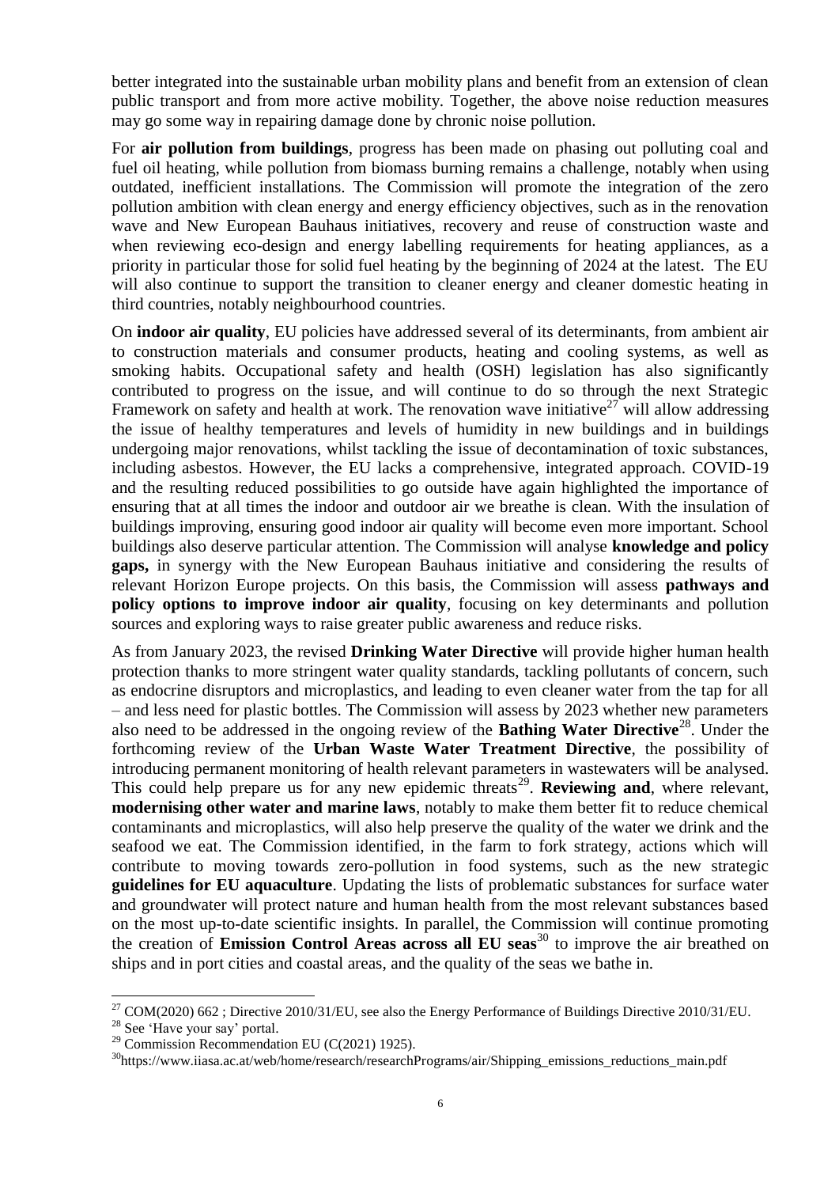better integrated into the sustainable urban mobility plans and benefit from an extension of clean public transport and from more active mobility. Together, the above noise reduction measures may go some way in repairing damage done by chronic noise pollution.

For **air pollution from buildings**, progress has been made on phasing out polluting coal and fuel oil heating, while pollution from biomass burning remains a challenge, notably when using outdated, inefficient installations. The Commission will promote the integration of the zero pollution ambition with clean energy and energy efficiency objectives, such as in the renovation wave and New European Bauhaus initiatives, recovery and reuse of construction waste and when reviewing eco-design and energy labelling requirements for heating appliances, as a priority in particular those for solid fuel heating by the beginning of 2024 at the latest. The EU will also continue to support the transition to cleaner energy and cleaner domestic heating in third countries, notably neighbourhood countries.

On **indoor air quality**, EU policies have addressed several of its determinants, from ambient air to construction materials and consumer products, heating and cooling systems, as well as smoking habits. Occupational safety and health (OSH) legislation has also significantly contributed to progress on the issue, and will continue to do so through the next Strategic Framework on safety and health at work. The renovation wave initiative[27] will allow addressing the issue of healthy temperatures and levels of humidity in new buildings and in buildings undergoing major renovations, whilst tackling the issue of decontamination of toxic substances, including asbestos. However, the EU lacks a comprehensive, integrated approach. COVID-19 and the resulting reduced possibilities to go outside have again highlighted the importance of ensuring that at all times the indoor and outdoor air we breathe is clean. With the insulation of buildings improving, ensuring good indoor air quality will become even more important. School buildings also deserve particular attention. The Commission will analyse **knowledge and policy gaps,** in synergy with the New European Bauhaus initiative and considering the results of relevant Horizon Europe projects. On this basis, the Commission will assess **pathways and policy options to improve indoor air quality**, focusing on key determinants and pollution sources and exploring ways to raise greater public awareness and reduce risks.

As from January 2023, the revised **Drinking Water Directive** will provide higher human health protection thanks to more stringent water quality standards, tackling pollutants of concern, such as endocrine disruptors and microplastics, and leading to even cleaner water from the tap for all – and less need for plastic bottles. The Commission will assess by 2023 whether new parameters also need to be addressed in the ongoing review of the **Bathing Water Directive**[28]. Under the forthcoming review of the **Urban Waste Water Treatment Directive**, the possibility of introducing permanent monitoring of health relevant parameters in wastewaters will be analysed. This could help prepare us for any new epidemic threats[29]. **Reviewing and**, where relevant, **modernising other water and marine laws**, notably to make them better fit to reduce chemical contaminants and microplastics, will also help preserve the quality of the water we drink and the seafood we eat. The Commission identified, in the farm to fork strategy, actions which will contribute to moving towards zero-pollution in food systems, such as the new strategic **guidelines for EU aquaculture**. Updating the lists of problematic substances for surface water and groundwater will protect nature and human health from the most relevant substances based on the most up-to-date scientific insights. In parallel, the Commission will continue promoting the creation of **Emission Control Areas across all EU seas**[30] to improve the air breathed on ships and in port cities and coastal areas, and the quality of the seas we bathe in.

---

[27] COM(2020) 662 ; Directive 2010/31/EU, see also the Energy Performance of Buildings Directive 2010/31/EU.

[28] See 'Have your say' portal.

[29] Commission Recommendation EU (C(2021) 1925).

[30] https://www.iiasa.ac.at/web/home/research/researchPrograms/air/Shipping_emissions_reductions_main.pdf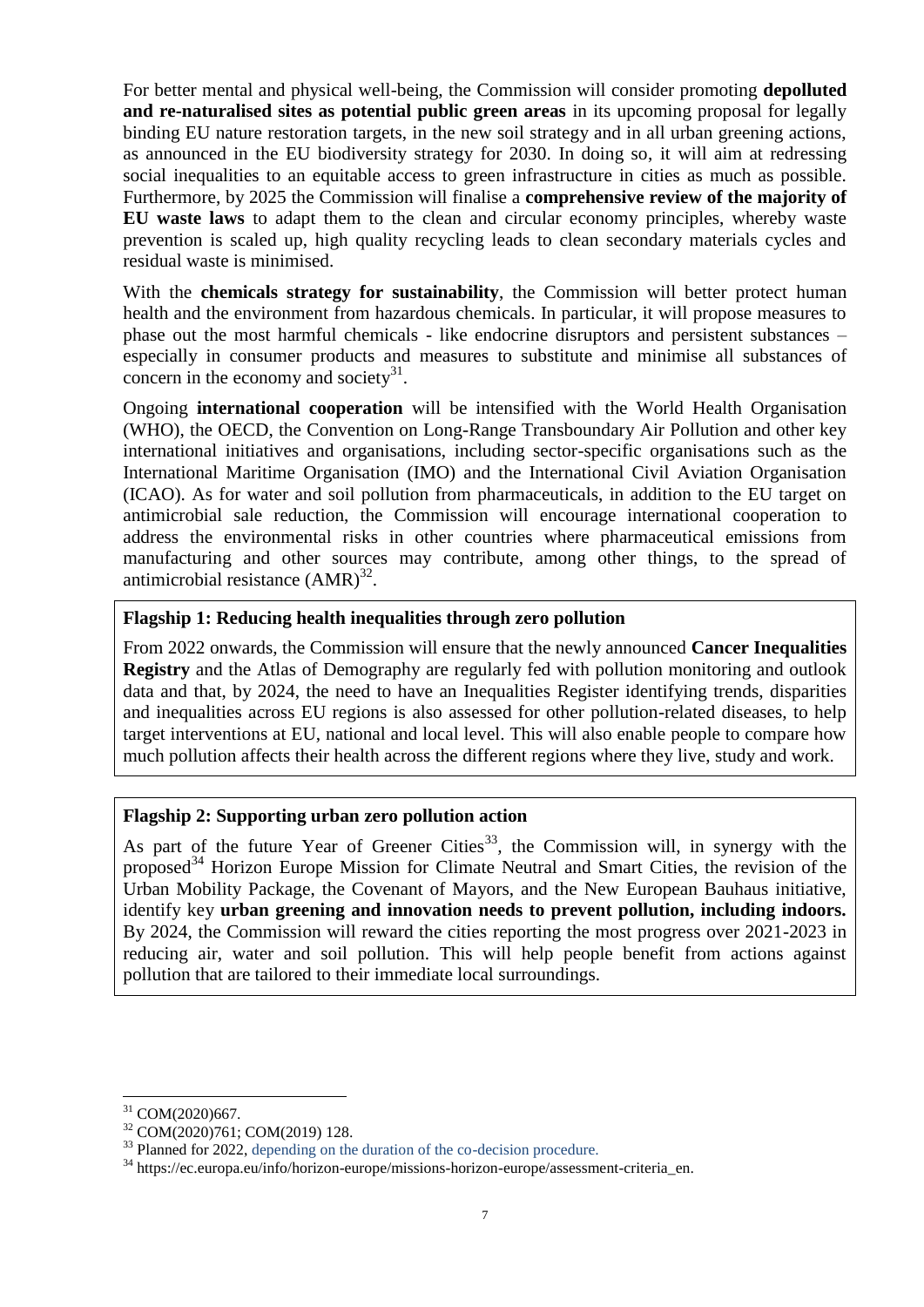For better mental and physical well-being, the Commission will consider promoting **depolluted and re-naturalised sites as potential public green areas** in its upcoming proposal for legally binding EU nature restoration targets, in the new soil strategy and in all urban greening actions, as announced in the EU biodiversity strategy for 2030. In doing so, it will aim at redressing social inequalities to an equitable access to green infrastructure in cities as much as possible. Furthermore, by 2025 the Commission will finalise a **comprehensive review of the majority of EU waste laws** to adapt them to the clean and circular economy principles, whereby waste prevention is scaled up, high quality recycling leads to clean secondary materials cycles and residual waste is minimised.

With the **chemicals strategy for sustainability**, the Commission will better protect human health and the environment from hazardous chemicals. In particular, it will propose measures to phase out the most harmful chemicals - like endocrine disruptors and persistent substances – especially in consumer products and measures to substitute and minimise all substances of concern in the economy and society[31].

Ongoing **international cooperation** will be intensified with the World Health Organisation (WHO), the OECD, the Convention on Long-Range Transboundary Air Pollution and other key international initiatives and organisations, including sector-specific organisations such as the International Maritime Organisation (IMO) and the International Civil Aviation Organisation (ICAO). As for water and soil pollution from pharmaceuticals, in addition to the EU target on antimicrobial sale reduction, the Commission will encourage international cooperation to address the environmental risks in other countries where pharmaceutical emissions from manufacturing and other sources may contribute, among other things, to the spread of antimicrobial resistance (AMR)[32].

**Flagship 1: Reducing health inequalities through zero pollution**

From 2022 onwards, the Commission will ensure that the newly announced **Cancer Inequalities Registry** and the Atlas of Demography are regularly fed with pollution monitoring and outlook data and that, by 2024, the need to have an Inequalities Register identifying trends, disparities and inequalities across EU regions is also assessed for other pollution-related diseases, to help target interventions at EU, national and local level. This will also enable people to compare how much pollution affects their health across the different regions where they live, study and work.

**Flagship 2: Supporting urban zero pollution action**

As part of the future Year of Greener Cities[33], the Commission will, in synergy with the proposed[34] Horizon Europe Mission for Climate Neutral and Smart Cities, the revision of the Urban Mobility Package, the Covenant of Mayors, and the New European Bauhaus initiative, identify key **urban greening and innovation needs to prevent pollution, including indoors.** By 2024, the Commission will reward the cities reporting the most progress over 2021-2023 in reducing air, water and soil pollution. This will help people benefit from actions against pollution that are tailored to their immediate local surroundings.

---

[31] COM(2020)667.

[32] COM(2020)761; COM(2019) 128.

[33] Planned for 2022, depending on the duration of the co-decision procedure.

[34] https://ec.europa.eu/info/horizon-europe/missions-horizon-europe/assessment-criteria_en.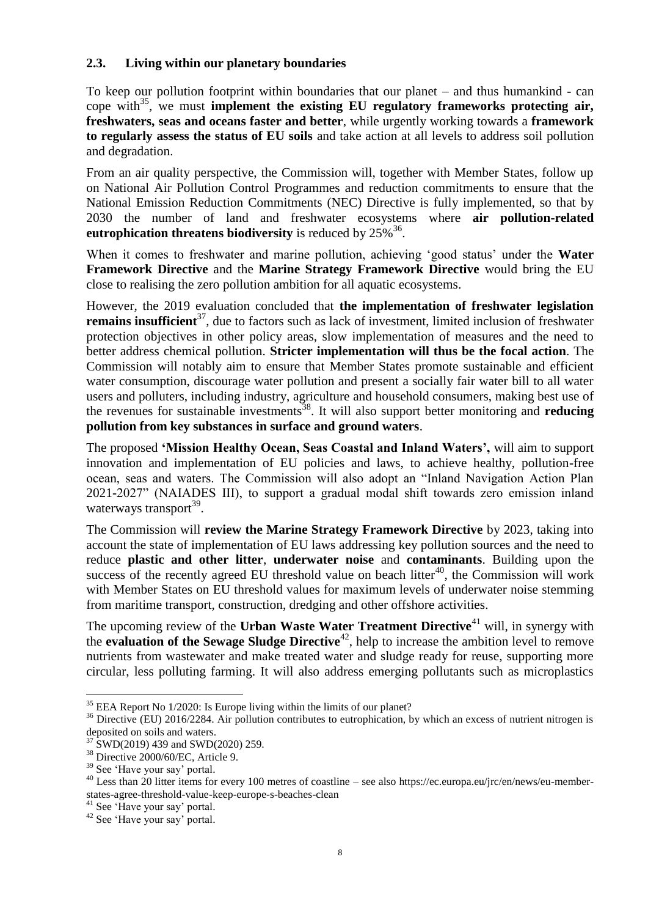### 2.3. Living within our planetary boundaries

To keep our pollution footprint within boundaries that our planet – and thus humankind - can cope with[35], we must **implement the existing EU regulatory frameworks protecting air, freshwaters, seas and oceans faster and better**, while urgently working towards a **framework to regularly assess the status of EU soils** and take action at all levels to address soil pollution and degradation.

From an air quality perspective, the Commission will, together with Member States, follow up on National Air Pollution Control Programmes and reduction commitments to ensure that the National Emission Reduction Commitments (NEC) Directive is fully implemented, so that by 2030 the number of land and freshwater ecosystems where **air pollution-related eutrophication threatens biodiversity** is reduced by 25%[36].

When it comes to freshwater and marine pollution, achieving 'good status' under the **Water Framework Directive** and the **Marine Strategy Framework Directive** would bring the EU close to realising the zero pollution ambition for all aquatic ecosystems.

However, the 2019 evaluation concluded that **the implementation of freshwater legislation remains insufficient**[37], due to factors such as lack of investment, limited inclusion of freshwater protection objectives in other policy areas, slow implementation of measures and the need to better address chemical pollution. **Stricter implementation will thus be the focal action**. The Commission will notably aim to ensure that Member States promote sustainable and efficient water consumption, discourage water pollution and present a socially fair water bill to all water users and polluters, including industry, agriculture and household consumers, making best use of the revenues for sustainable investments[38]. It will also support better monitoring and **reducing pollution from key substances in surface and ground waters**.

The proposed **'Mission Healthy Ocean, Seas Coastal and Inland Waters',** will aim to support innovation and implementation of EU policies and laws, to achieve healthy, pollution-free ocean, seas and waters. The Commission will also adopt an "Inland Navigation Action Plan 2021-2027" (NAIADES III), to support a gradual modal shift towards zero emission inland waterways transport[39].

The Commission will **review the Marine Strategy Framework Directive** by 2023, taking into account the state of implementation of EU laws addressing key pollution sources and the need to reduce **plastic and other litter**, **underwater noise** and **contaminants**. Building upon the success of the recently agreed EU threshold value on beach litter[40], the Commission will work with Member States on EU threshold values for maximum levels of underwater noise stemming from maritime transport, construction, dredging and other offshore activities.

The upcoming review of the **Urban Waste Water Treatment Directive**[41] will, in synergy with the **evaluation of the Sewage Sludge Directive**[42], help to increase the ambition level to remove nutrients from wastewater and make treated water and sludge ready for reuse, supporting more circular, less polluting farming. It will also address emerging pollutants such as microplastics

---

[35] EEA Report No 1/2020: Is Europe living within the limits of our planet?

[36] Directive (EU) 2016/2284. Air pollution contributes to eutrophication, by which an excess of nutrient nitrogen is deposited on soils and waters.

[37] SWD(2019) 439 and SWD(2020) 259.

[38] Directive 2000/60/EC, Article 9.

[39] See 'Have your say' portal.

[40] Less than 20 litter items for every 100 metres of coastline – see also https://ec.europa.eu/jrc/en/news/eu-member-states-agree-threshold-value-keep-europe-s-beaches-clean

[41] See 'Have your say' portal.

[42] See 'Have your say' portal.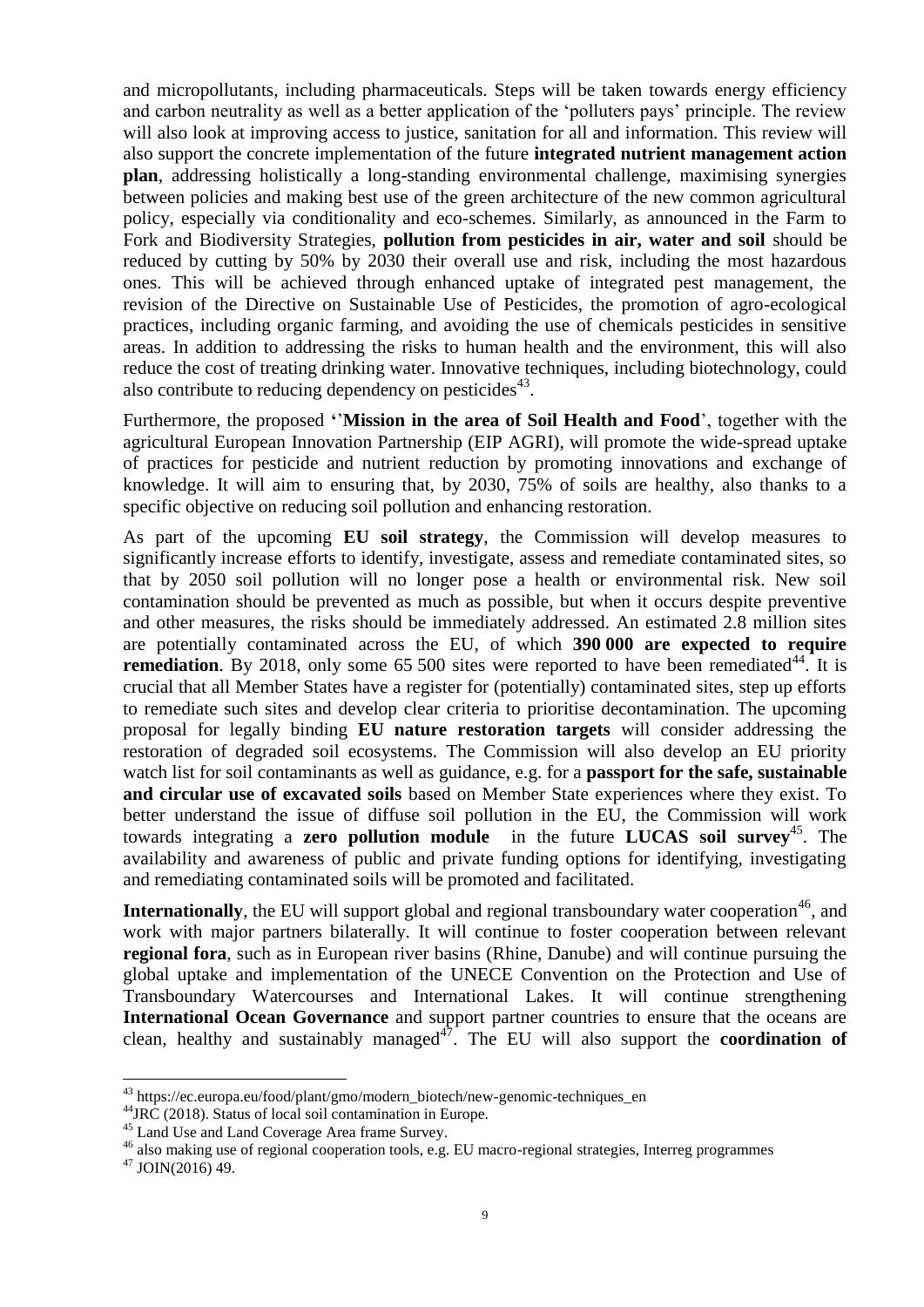and micropollutants, including pharmaceuticals. Steps will be taken towards energy efficiency and carbon neutrality as well as a better application of the 'polluters pays' principle. The review will also look at improving access to justice, sanitation for all and information. This review will also support the concrete implementation of the future **integrated nutrient management action plan**, addressing holistically a long-standing environmental challenge, maximising synergies between policies and making best use of the green architecture of the new common agricultural policy, especially via conditionality and eco-schemes. Similarly, as announced in the Farm to Fork and Biodiversity Strategies, **pollution from pesticides in air, water and soil** should be reduced by cutting by 50% by 2030 their overall use and risk, including the most hazardous ones. This will be achieved through enhanced uptake of integrated pest management, the revision of the Directive on Sustainable Use of Pesticides, the promotion of agro-ecological practices, including organic farming, and avoiding the use of chemicals pesticides in sensitive areas. In addition to addressing the risks to human health and the environment, this will also reduce the cost of treating drinking water. Innovative techniques, including biotechnology, could also contribute to reducing dependency on pesticides[43].

Furthermore, the proposed '**'Mission in the area of Soil Health and Food**', together with the agricultural European Innovation Partnership (EIP AGRI), will promote the wide-spread uptake of practices for pesticide and nutrient reduction by promoting innovations and exchange of knowledge. It will aim to ensuring that, by 2030, 75% of soils are healthy, also thanks to a specific objective on reducing soil pollution and enhancing restoration.

As part of the upcoming **EU soil strategy**, the Commission will develop measures to significantly increase efforts to identify, investigate, assess and remediate contaminated sites, so that by 2050 soil pollution will no longer pose a health or environmental risk. New soil contamination should be prevented as much as possible, but when it occurs despite preventive and other measures, the risks should be immediately addressed. An estimated 2.8 million sites are potentially contaminated across the EU, of which **390 000 are expected to require remediation**. By 2018, only some 65 500 sites were reported to have been remediated[44]. It is crucial that all Member States have a register for (potentially) contaminated sites, step up efforts to remediate such sites and develop clear criteria to prioritise decontamination. The upcoming proposal for legally binding **EU nature restoration targets** will consider addressing the restoration of degraded soil ecosystems. The Commission will also develop an EU priority watch list for soil contaminants as well as guidance, e.g. for a **passport for the safe, sustainable and circular use of excavated soils** based on Member State experiences where they exist. To better understand the issue of diffuse soil pollution in the EU, the Commission will work towards integrating a **zero pollution module** in the future **LUCAS soil survey**[45]. The availability and awareness of public and private funding options for identifying, investigating and remediating contaminated soils will be promoted and facilitated.

**Internationally**, the EU will support global and regional transboundary water cooperation[46], and work with major partners bilaterally. It will continue to foster cooperation between relevant **regional fora**, such as in European river basins (Rhine, Danube) and will continue pursuing the global uptake and implementation of the UNECE Convention on the Protection and Use of Transboundary Watercourses and International Lakes. It will continue strengthening **International Ocean Governance** and support partner countries to ensure that the oceans are clean, healthy and sustainably managed[47]. The EU will also support the **coordination of**

---

[43] https://ec.europa.eu/food/plant/gmo/modern_biotech/new-genomic-techniques_en

[44] JRC (2018). Status of local soil contamination in Europe.

[45] Land Use and Land Coverage Area frame Survey.

[46] also making use of regional cooperation tools, e.g. EU macro-regional strategies, Interreg programmes

[47] JOIN(2016) 49.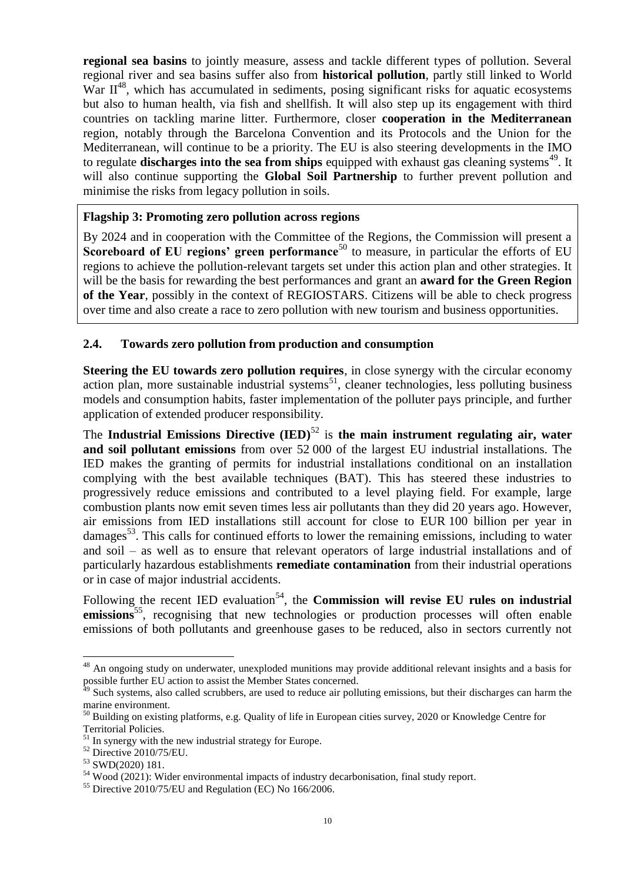**regional sea basins** to jointly measure, assess and tackle different types of pollution. Several regional river and sea basins suffer also from **historical pollution**, partly still linked to World War II[48], which has accumulated in sediments, posing significant risks for aquatic ecosystems but also to human health, via fish and shellfish. It will also step up its engagement with third countries on tackling marine litter. Furthermore, closer **cooperation in the Mediterranean** region, notably through the Barcelona Convention and its Protocols and the Union for the Mediterranean, will continue to be a priority. The EU is also steering developments in the IMO to regulate **discharges into the sea from ships** equipped with exhaust gas cleaning systems[49]. It will also continue supporting the **Global Soil Partnership** to further prevent pollution and minimise the risks from legacy pollution in soils.

> **Flagship 3: Promoting zero pollution across regions**
>
> By 2024 and in cooperation with the Committee of the Regions, the Commission will present a **Scoreboard of EU regions' green performance**[50] to measure, in particular the efforts of EU regions to achieve the pollution-relevant targets set under this action plan and other strategies. It will be the basis for rewarding the best performances and grant an **award for the Green Region of the Year**, possibly in the context of REGIOSTARS. Citizens will be able to check progress over time and also create a race to zero pollution with new tourism and business opportunities.

### 2.4. Towards zero pollution from production and consumption

**Steering the EU towards zero pollution requires**, in close synergy with the circular economy action plan, more sustainable industrial systems[51], cleaner technologies, less polluting business models and consumption habits, faster implementation of the polluter pays principle, and further application of extended producer responsibility.

The **Industrial Emissions Directive (IED)**[52] is **the main instrument regulating air, water and soil pollutant emissions** from over 52 000 of the largest EU industrial installations. The IED makes the granting of permits for industrial installations conditional on an installation complying with the best available techniques (BAT). This has steered these industries to progressively reduce emissions and contributed to a level playing field. For example, large combustion plants now emit seven times less air pollutants than they did 20 years ago. However, air emissions from IED installations still account for close to EUR 100 billion per year in damages[53]. This calls for continued efforts to lower the remaining emissions, including to water and soil – as well as to ensure that relevant operators of large industrial installations and of particularly hazardous establishments **remediate contamination** from their industrial operations or in case of major industrial accidents.

Following the recent IED evaluation[54], the **Commission will revise EU rules on industrial emissions**[55], recognising that new technologies or production processes will often enable emissions of both pollutants and greenhouse gases to be reduced, also in sectors currently not

---

[48] An ongoing study on underwater, unexploded munitions may provide additional relevant insights and a basis for possible further EU action to assist the Member States concerned.

[49] Such systems, also called scrubbers, are used to reduce air polluting emissions, but their discharges can harm the marine environment.

[50] Building on existing platforms, e.g. Quality of life in European cities survey, 2020 or Knowledge Centre for Territorial Policies.

[51] In synergy with the new industrial strategy for Europe.

[52] Directive 2010/75/EU.

[53] SWD(2020) 181.

[54] Wood (2021): Wider environmental impacts of industry decarbonisation, final study report.

[55] Directive 2010/75/EU and Regulation (EC) No 166/2006.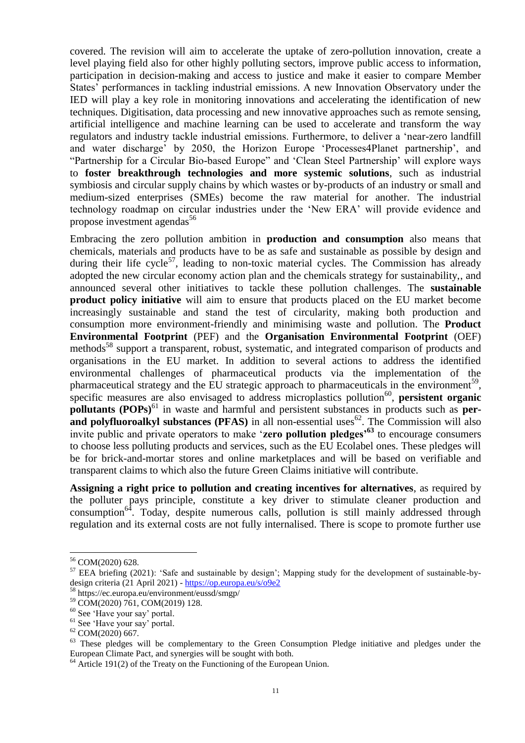covered. The revision will aim to accelerate the uptake of zero-pollution innovation, create a level playing field also for other highly polluting sectors, improve public access to information, participation in decision-making and access to justice and make it easier to compare Member States' performances in tackling industrial emissions. A new Innovation Observatory under the IED will play a key role in monitoring innovations and accelerating the identification of new techniques. Digitisation, data processing and new innovative approaches such as remote sensing, artificial intelligence and machine learning can be used to accelerate and transform the way regulators and industry tackle industrial emissions. Furthermore, to deliver a 'near-zero landfill and water discharge' by 2050, the Horizon Europe 'Processes4Planet partnership', and "Partnership for a Circular Bio-based Europe" and 'Clean Steel Partnership' will explore ways to **foster breakthrough technologies and more systemic solutions**, such as industrial symbiosis and circular supply chains by which wastes or by-products of an industry or small and medium-sized enterprises (SMEs) become the raw material for another. The industrial technology roadmap on circular industries under the 'New ERA' will provide evidence and propose investment agendas[56]

Embracing the zero pollution ambition in **production and consumption** also means that chemicals, materials and products have to be as safe and sustainable as possible by design and during their life cycle[57], leading to non-toxic material cycles. The Commission has already adopted the new circular economy action plan and the chemicals strategy for sustainability,, and announced several other initiatives to tackle these pollution challenges. The **sustainable product policy initiative** will aim to ensure that products placed on the EU market become increasingly sustainable and stand the test of circularity, making both production and consumption more environment-friendly and minimising waste and pollution. The **Product Environmental Footprint** (PEF) and the **Organisation Environmental Footprint** (OEF) methods[58] support a transparent, robust, systematic, and integrated comparison of products and organisations in the EU market. In addition to several actions to address the identified environmental challenges of pharmaceutical products via the implementation of the pharmaceutical strategy and the EU strategic approach to pharmaceuticals in the environment[59], specific measures are also envisaged to address microplastics pollution[60], **persistent organic pollutants (POPs)**[61] in waste and harmful and persistent substances in products such as **per- and polyfluoroalkyl substances (PFAS)** in all non-essential uses[62]. The Commission will also invite public and private operators to make '**zero pollution pledges'**[63] to encourage consumers to choose less polluting products and services, such as the EU Ecolabel ones. These pledges will be for brick-and-mortar stores and online marketplaces and will be based on verifiable and transparent claims to which also the future Green Claims initiative will contribute.

**Assigning a right price to pollution and creating incentives for alternatives**, as required by the polluter pays principle, constitute a key driver to stimulate cleaner production and consumption[64]. Today, despite numerous calls, pollution is still mainly addressed through regulation and its external costs are not fully internalised. There is scope to promote further use

---

[56] COM(2020) 628.

[57] EEA briefing (2021): 'Safe and sustainable by design'; Mapping study for the development of sustainable-by-design criteria (21 April 2021) - https://op.europa.eu/s/o9e2

[58] https://ec.europa.eu/environment/eussd/smgp/

[59] COM(2020) 761, COM(2019) 128.

[60] See 'Have your say' portal.

[61] See 'Have your say' portal.

[62] COM(2020) 667.

[63] These pledges will be complementary to the Green Consumption Pledge initiative and pledges under the European Climate Pact, and synergies will be sought with both.

[64] Article 191(2) of the Treaty on the Functioning of the European Union.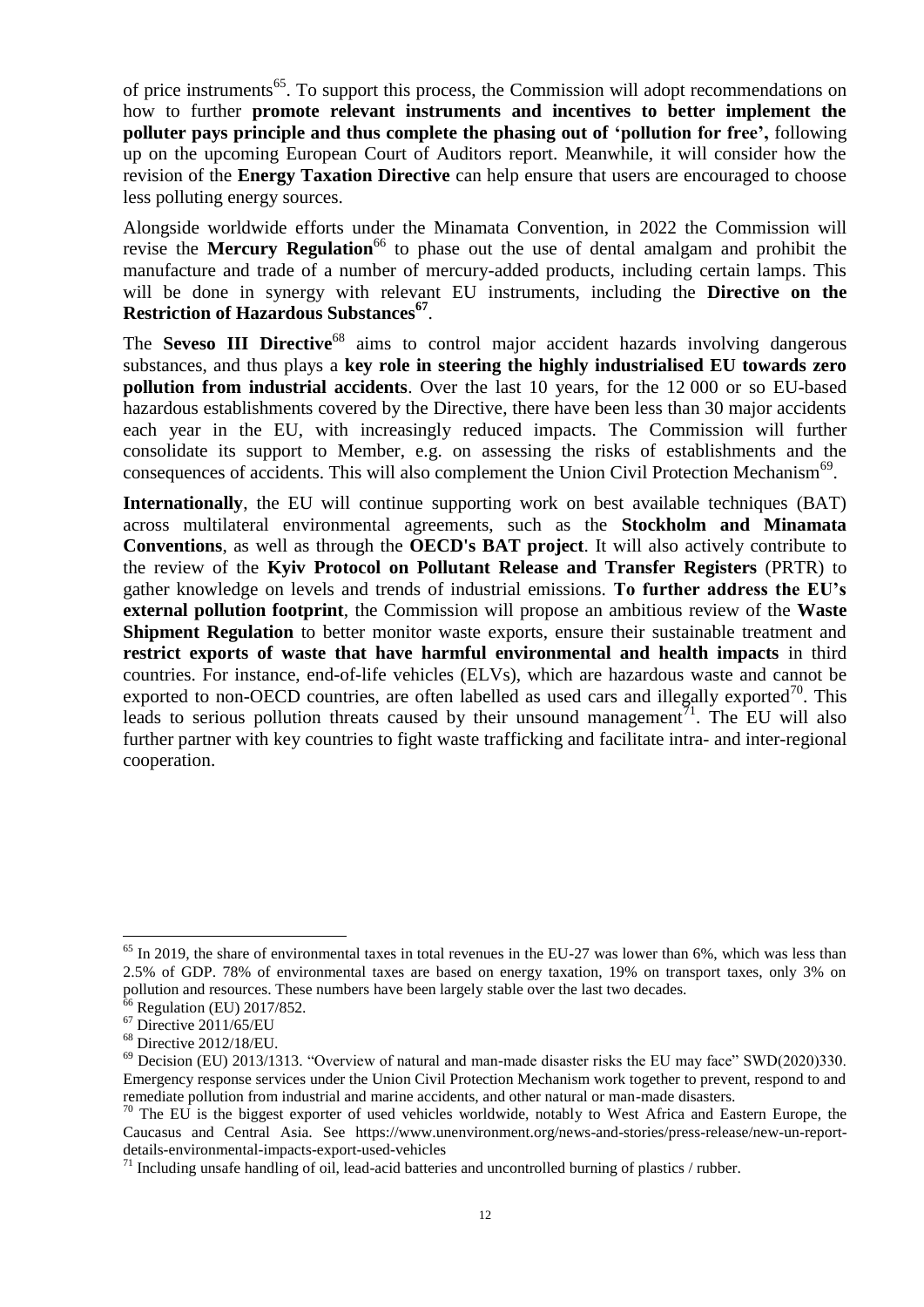of price instruments[65]. To support this process, the Commission will adopt recommendations on how to further **promote relevant instruments and incentives to better implement the polluter pays principle and thus complete the phasing out of 'pollution for free',** following up on the upcoming European Court of Auditors report. Meanwhile, it will consider how the revision of the **Energy Taxation Directive** can help ensure that users are encouraged to choose less polluting energy sources.

Alongside worldwide efforts under the Minamata Convention, in 2022 the Commission will revise the **Mercury Regulation**[66] to phase out the use of dental amalgam and prohibit the manufacture and trade of a number of mercury-added products, including certain lamps. This will be done in synergy with relevant EU instruments, including the **Directive on the Restriction of Hazardous Substances**[67].

The **Seveso III Directive**[68] aims to control major accident hazards involving dangerous substances, and thus plays a **key role in steering the highly industrialised EU towards zero pollution from industrial accidents**. Over the last 10 years, for the 12 000 or so EU-based hazardous establishments covered by the Directive, there have been less than 30 major accidents each year in the EU, with increasingly reduced impacts. The Commission will further consolidate its support to Member, e.g. on assessing the risks of establishments and the consequences of accidents. This will also complement the Union Civil Protection Mechanism[69].

**Internationally**, the EU will continue supporting work on best available techniques (BAT) across multilateral environmental agreements, such as the **Stockholm and Minamata Conventions**, as well as through the **OECD's BAT project**. It will also actively contribute to the review of the **Kyiv Protocol on Pollutant Release and Transfer Registers** (PRTR) to gather knowledge on levels and trends of industrial emissions. **To further address the EU's external pollution footprint**, the Commission will propose an ambitious review of the **Waste Shipment Regulation** to better monitor waste exports, ensure their sustainable treatment and **restrict exports of waste that have harmful environmental and health impacts** in third countries. For instance, end-of-life vehicles (ELVs), which are hazardous waste and cannot be exported to non-OECD countries, are often labelled as used cars and illegally exported[70]. This leads to serious pollution threats caused by their unsound management[71]. The EU will also further partner with key countries to fight waste trafficking and facilitate intra- and inter-regional cooperation.

---

[65] In 2019, the share of environmental taxes in total revenues in the EU-27 was lower than 6%, which was less than 2.5% of GDP. 78% of environmental taxes are based on energy taxation, 19% on transport taxes, only 3% on pollution and resources. These numbers have been largely stable over the last two decades.

[66] Regulation (EU) 2017/852.

[67] Directive 2011/65/EU

[68] Directive 2012/18/EU.

[69] Decision (EU) 2013/1313. "Overview of natural and man-made disaster risks the EU may face" SWD(2020)330. Emergency response services under the Union Civil Protection Mechanism work together to prevent, respond to and remediate pollution from industrial and marine accidents, and other natural or man-made disasters.

[70] The EU is the biggest exporter of used vehicles worldwide, notably to West Africa and Eastern Europe, the Caucasus and Central Asia. See https://www.unenvironment.org/news-and-stories/press-release/new-un-report-details-environmental-impacts-export-used-vehicles

[71] Including unsafe handling of oil, lead-acid batteries and uncontrolled burning of plastics / rubber.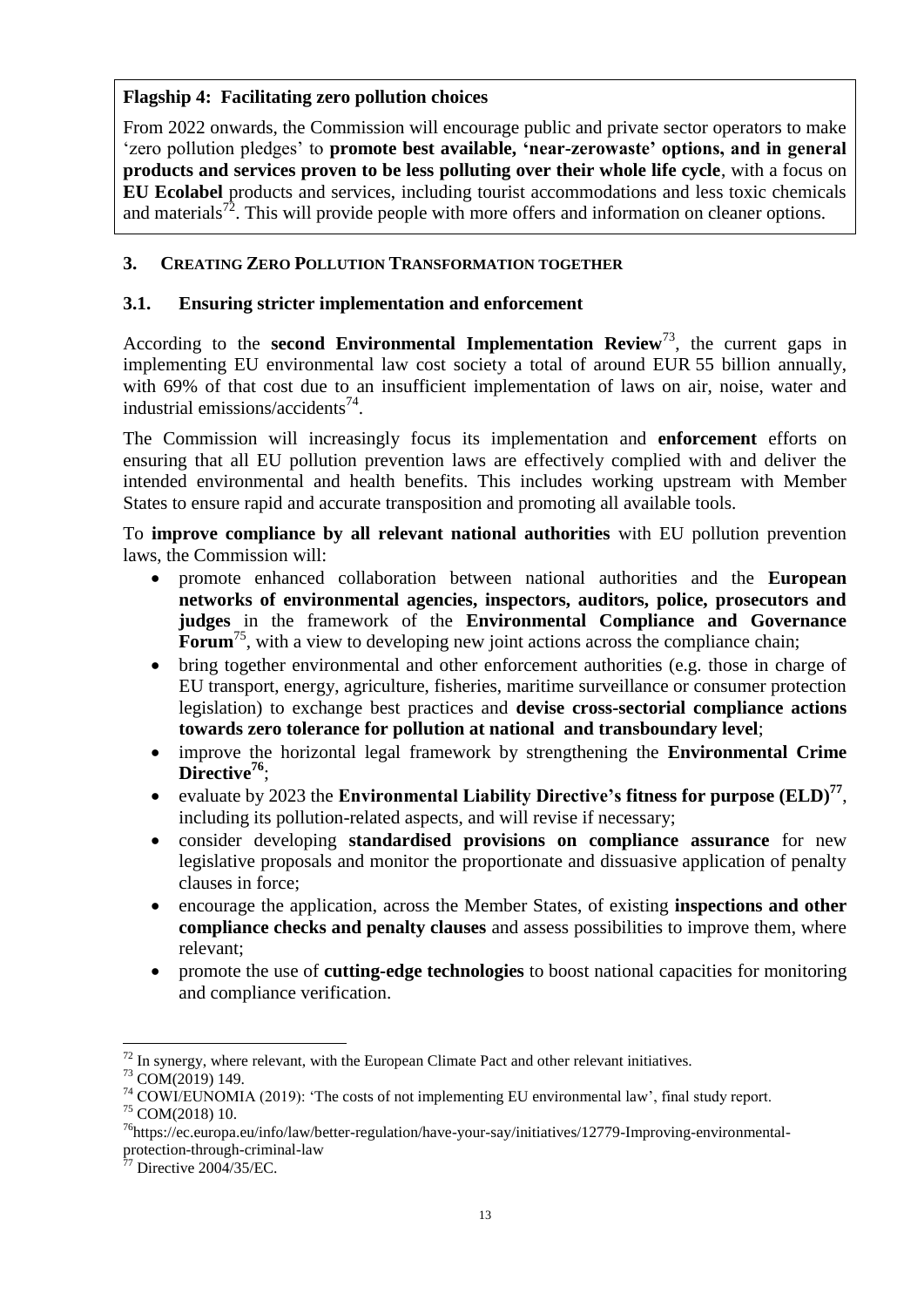**Flagship 4: Facilitating zero pollution choices**

From 2022 onwards, the Commission will encourage public and private sector operators to make 'zero pollution pledges' to **promote best available, 'near-zerowaste' options, and in general products and services proven to be less polluting over their whole life cycle**, with a focus on **EU Ecolabel** products and services, including tourist accommodations and less toxic chemicals and materials[72]. This will provide people with more offers and information on cleaner options.

## 3. CREATING ZERO POLLUTION TRANSFORMATION TOGETHER

### 3.1. Ensuring stricter implementation and enforcement

According to the **second Environmental Implementation Review**[73], the current gaps in implementing EU environmental law cost society a total of around EUR 55 billion annually, with 69% of that cost due to an insufficient implementation of laws on air, noise, water and industrial emissions/accidents[74].

The Commission will increasingly focus its implementation and **enforcement** efforts on ensuring that all EU pollution prevention laws are effectively complied with and deliver the intended environmental and health benefits. This includes working upstream with Member States to ensure rapid and accurate transposition and promoting all available tools.

To **improve compliance by all relevant national authorities** with EU pollution prevention laws, the Commission will:

- promote enhanced collaboration between national authorities and the **European networks of environmental agencies, inspectors, auditors, police, prosecutors and judges** in the framework of the **Environmental Compliance and Governance Forum**[75], with a view to developing new joint actions across the compliance chain;
- bring together environmental and other enforcement authorities (e.g. those in charge of EU transport, energy, agriculture, fisheries, maritime surveillance or consumer protection legislation) to exchange best practices and **devise cross-sectorial compliance actions towards zero tolerance for pollution at national and transboundary level**;
- improve the horizontal legal framework by strengthening the **Environmental Crime Directive**[76];
- evaluate by 2023 the **Environmental Liability Directive's fitness for purpose (ELD)**[77], including its pollution-related aspects, and will revise if necessary;
- consider developing **standardised provisions on compliance assurance** for new legislative proposals and monitor the proportionate and dissuasive application of penalty clauses in force;
- encourage the application, across the Member States, of existing **inspections and other compliance checks and penalty clauses** and assess possibilities to improve them, where relevant;
- promote the use of **cutting-edge technologies** to boost national capacities for monitoring and compliance verification.

---

[72] In synergy, where relevant, with the European Climate Pact and other relevant initiatives.

[73] COM(2019) 149.

[74] COWI/EUNOMIA (2019): 'The costs of not implementing EU environmental law', final study report.

[75] COM(2018) 10.

[76] https://ec.europa.eu/info/law/better-regulation/have-your-say/initiatives/12779-Improving-environmental-protection-through-criminal-law

[77] Directive 2004/35/EC.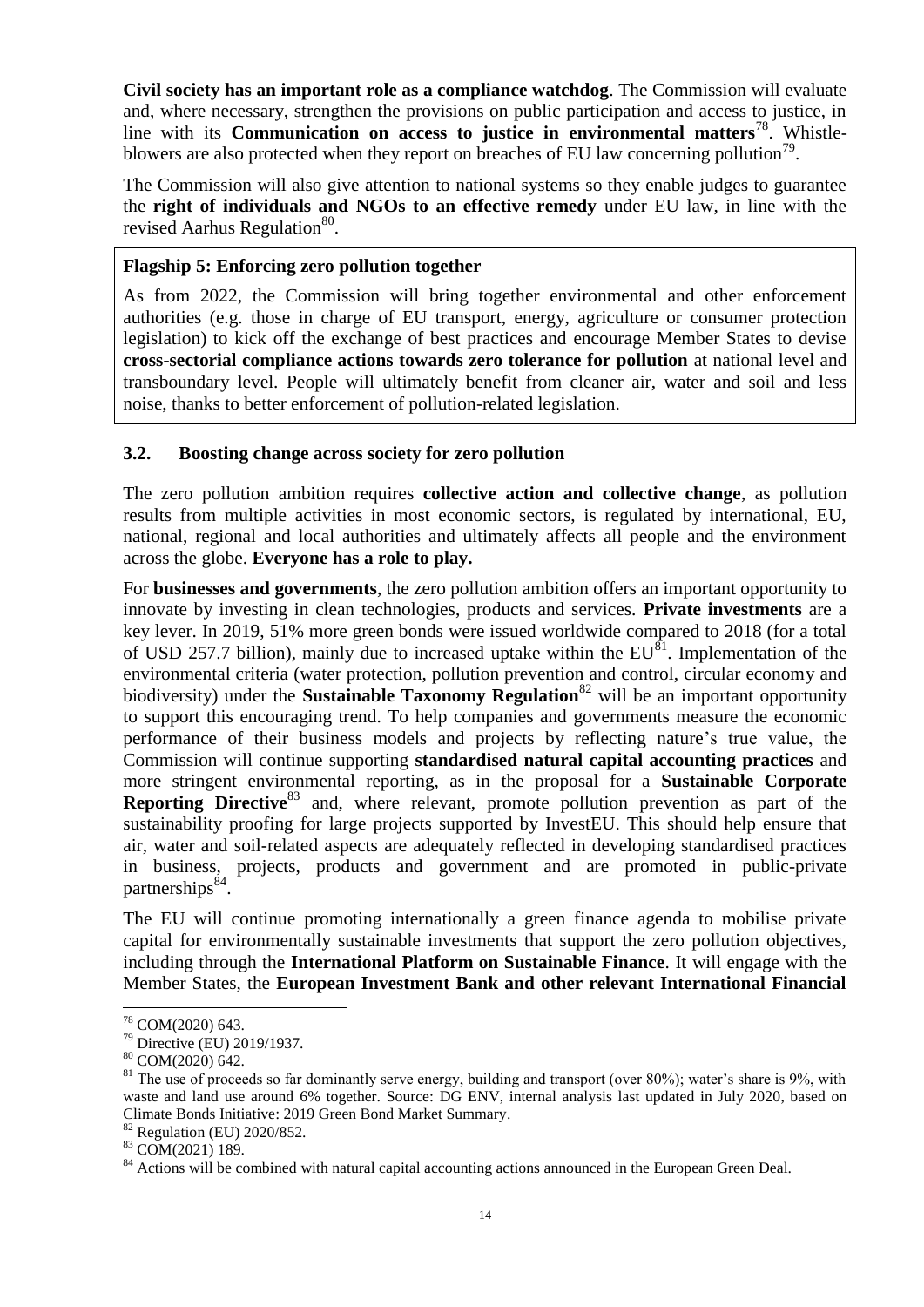**Civil society has an important role as a compliance watchdog**. The Commission will evaluate and, where necessary, strengthen the provisions on public participation and access to justice, in line with its **Communication on access to justice in environmental matters**[78]. Whistle-blowers are also protected when they report on breaches of EU law concerning pollution[79].

The Commission will also give attention to national systems so they enable judges to guarantee the **right of individuals and NGOs to an effective remedy** under EU law, in line with the revised Aarhus Regulation[80].

> **Flagship 5: Enforcing zero pollution together**
>
> As from 2022, the Commission will bring together environmental and other enforcement authorities (e.g. those in charge of EU transport, energy, agriculture or consumer protection legislation) to kick off the exchange of best practices and encourage Member States to devise **cross-sectorial compliance actions towards zero tolerance for pollution** at national level and transboundary level. People will ultimately benefit from cleaner air, water and soil and less noise, thanks to better enforcement of pollution-related legislation.

### 3.2. Boosting change across society for zero pollution

The zero pollution ambition requires **collective action and collective change**, as pollution results from multiple activities in most economic sectors, is regulated by international, EU, national, regional and local authorities and ultimately affects all people and the environment across the globe. **Everyone has a role to play.**

For **businesses and governments**, the zero pollution ambition offers an important opportunity to innovate by investing in clean technologies, products and services. **Private investments** are a key lever. In 2019, 51% more green bonds were issued worldwide compared to 2018 (for a total of USD 257.7 billion), mainly due to increased uptake within the EU[81]. Implementation of the environmental criteria (water protection, pollution prevention and control, circular economy and biodiversity) under the **Sustainable Taxonomy Regulation**[82] will be an important opportunity to support this encouraging trend. To help companies and governments measure the economic performance of their business models and projects by reflecting nature's true value, the Commission will continue supporting **standardised natural capital accounting practices** and more stringent environmental reporting, as in the proposal for a **Sustainable Corporate Reporting Directive**[83] and, where relevant, promote pollution prevention as part of the sustainability proofing for large projects supported by InvestEU. This should help ensure that air, water and soil-related aspects are adequately reflected in developing standardised practices in business, projects, products and government and are promoted in public-private partnerships[84].

The EU will continue promoting internationally a green finance agenda to mobilise private capital for environmentally sustainable investments that support the zero pollution objectives, including through the **International Platform on Sustainable Finance**. It will engage with the Member States, the **European Investment Bank and other relevant International Financial**

---

[78] COM(2020) 643.

[79] Directive (EU) 2019/1937.

[80] COM(2020) 642.

[81] The use of proceeds so far dominantly serve energy, building and transport (over 80%); water's share is 9%, with waste and land use around 6% together. Source: DG ENV, internal analysis last updated in July 2020, based on Climate Bonds Initiative: 2019 Green Bond Market Summary.

[82] Regulation (EU) 2020/852.

[83] COM(2021) 189.

[84] Actions will be combined with natural capital accounting actions announced in the European Green Deal.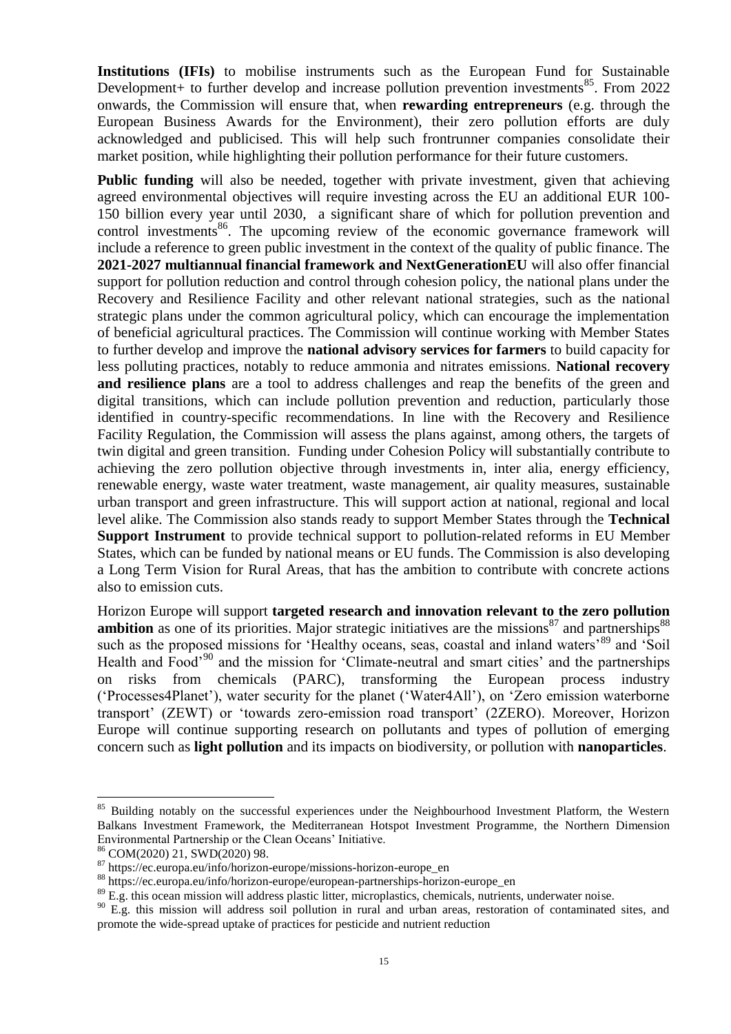**Institutions (IFIs)** to mobilise instruments such as the European Fund for Sustainable Development+ to further develop and increase pollution prevention investments[85]. From 2022 onwards, the Commission will ensure that, when **rewarding entrepreneurs** (e.g. through the European Business Awards for the Environment), their zero pollution efforts are duly acknowledged and publicised. This will help such frontrunner companies consolidate their market position, while highlighting their pollution performance for their future customers.

**Public funding** will also be needed, together with private investment, given that achieving agreed environmental objectives will require investing across the EU an additional EUR 100-150 billion every year until 2030, a significant share of which for pollution prevention and control investments[86]. The upcoming review of the economic governance framework will include a reference to green public investment in the context of the quality of public finance. The **2021-2027 multiannual financial framework and NextGenerationEU** will also offer financial support for pollution reduction and control through cohesion policy, the national plans under the Recovery and Resilience Facility and other relevant national strategies, such as the national strategic plans under the common agricultural policy, which can encourage the implementation of beneficial agricultural practices. The Commission will continue working with Member States to further develop and improve the **national advisory services for farmers** to build capacity for less polluting practices, notably to reduce ammonia and nitrates emissions. **National recovery and resilience plans** are a tool to address challenges and reap the benefits of the green and digital transitions, which can include pollution prevention and reduction, particularly those identified in country-specific recommendations. In line with the Recovery and Resilience Facility Regulation, the Commission will assess the plans against, among others, the targets of twin digital and green transition. Funding under Cohesion Policy will substantially contribute to achieving the zero pollution objective through investments in, inter alia, energy efficiency, renewable energy, waste water treatment, waste management, air quality measures, sustainable urban transport and green infrastructure. This will support action at national, regional and local level alike. The Commission also stands ready to support Member States through the **Technical Support Instrument** to provide technical support to pollution-related reforms in EU Member States, which can be funded by national means or EU funds. The Commission is also developing a Long Term Vision for Rural Areas, that has the ambition to contribute with concrete actions also to emission cuts.

Horizon Europe will support **targeted research and innovation relevant to the zero pollution ambition** as one of its priorities. Major strategic initiatives are the missions[87] and partnerships[88] such as the proposed missions for 'Healthy oceans, seas, coastal and inland waters'[89] and 'Soil Health and Food'[90] and the mission for 'Climate-neutral and smart cities' and the partnerships on risks from chemicals (PARC), transforming the European process industry ('Processes4Planet'), water security for the planet ('Water4All'), on 'Zero emission waterborne transport' (ZEWT) or 'towards zero-emission road transport' (2ZERO). Moreover, Horizon Europe will continue supporting research on pollutants and types of pollution of emerging concern such as **light pollution** and its impacts on biodiversity, or pollution with **nanoparticles**.

---

[85] Building notably on the successful experiences under the Neighbourhood Investment Platform, the Western Balkans Investment Framework, the Mediterranean Hotspot Investment Programme, the Northern Dimension Environmental Partnership or the Clean Oceans' Initiative.

[86] COM(2020) 21, SWD(2020) 98.

[87] https://ec.europa.eu/info/horizon-europe/missions-horizon-europe_en

[88] https://ec.europa.eu/info/horizon-europe/european-partnerships-horizon-europe_en

[89] E.g. this ocean mission will address plastic litter, microplastics, chemicals, nutrients, underwater noise.

[90] E.g. this mission will address soil pollution in rural and urban areas, restoration of contaminated sites, and promote the wide-spread uptake of practices for pesticide and nutrient reduction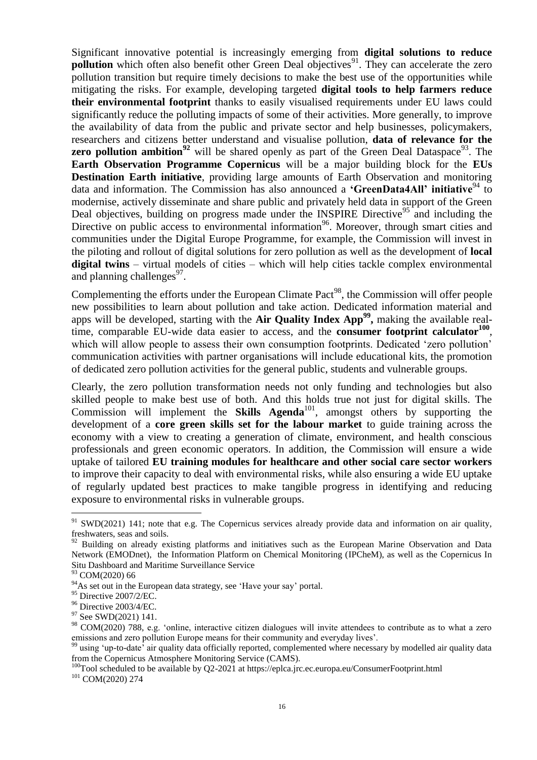Significant innovative potential is increasingly emerging from **digital solutions to reduce pollution** which often also benefit other Green Deal objectives[91]. They can accelerate the zero pollution transition but require timely decisions to make the best use of the opportunities while mitigating the risks. For example, developing targeted **digital tools to help farmers reduce their environmental footprint** thanks to easily visualised requirements under EU laws could significantly reduce the polluting impacts of some of their activities. More generally, to improve the availability of data from the public and private sector and help businesses, policymakers, researchers and citizens better understand and visualise pollution, **data of relevance for the zero pollution ambition[92]** will be shared openly as part of the Green Deal Dataspace[93]. The **Earth Observation Programme Copernicus** will be a major building block for the **EUs Destination Earth initiative**, providing large amounts of Earth Observation and monitoring data and information. The Commission has also announced a **'GreenData4All' initiative**[94] to modernise, actively disseminate and share public and privately held data in support of the Green Deal objectives, building on progress made under the INSPIRE Directive[95] and including the Directive on public access to environmental information[96]. Moreover, through smart cities and communities under the Digital Europe Programme, for example, the Commission will invest in the piloting and rollout of digital solutions for zero pollution as well as the development of **local digital twins** – virtual models of cities – which will help cities tackle complex environmental and planning challenges[97].

Complementing the efforts under the European Climate Pact[98], the Commission will offer people new possibilities to learn about pollution and take action. Dedicated information material and apps will be developed, starting with the **Air Quality Index App[99],** making the available real-time, comparable EU-wide data easier to access, and the **consumer footprint calculator[100]**, which will allow people to assess their own consumption footprints. Dedicated 'zero pollution' communication activities with partner organisations will include educational kits, the promotion of dedicated zero pollution activities for the general public, students and vulnerable groups.

Clearly, the zero pollution transformation needs not only funding and technologies but also skilled people to make best use of both. And this holds true not just for digital skills. The Commission will implement the **Skills Agenda**[101], amongst others by supporting the development of a **core green skills set for the labour market** to guide training across the economy with a view to creating a generation of climate, environment, and health conscious professionals and green economic operators. In addition, the Commission will ensure a wide uptake of tailored **EU training modules for healthcare and other social care sector workers** to improve their capacity to deal with environmental risks, while also ensuring a wide EU uptake of regularly updated best practices to make tangible progress in identifying and reducing exposure to environmental risks in vulnerable groups.

---

[91] SWD(2021) 141; note that e.g. The Copernicus services already provide data and information on air quality, freshwaters, seas and soils.

[92] Building on already existing platforms and initiatives such as the European Marine Observation and Data Network (EMODnet), the Information Platform on Chemical Monitoring (IPCheM), as well as the Copernicus In Situ Dashboard and Maritime Surveillance Service

[93] COM(2020) 66

[94] As set out in the European data strategy, see 'Have your say' portal.

[95] Directive 2007/2/EC.

[96] Directive 2003/4/EC.

[97] See SWD(2021) 141.

[98] COM(2020) 788, e.g. 'online, interactive citizen dialogues will invite attendees to contribute as to what a zero emissions and zero pollution Europe means for their community and everyday lives'.

[99] using 'up-to-date' air quality data officially reported, complemented where necessary by modelled air quality data from the Copernicus Atmosphere Monitoring Service (CAMS).

[100] Tool scheduled to be available by Q2-2021 at https://eplca.jrc.ec.europa.eu/ConsumerFootprint.html

[101] COM(2020) 274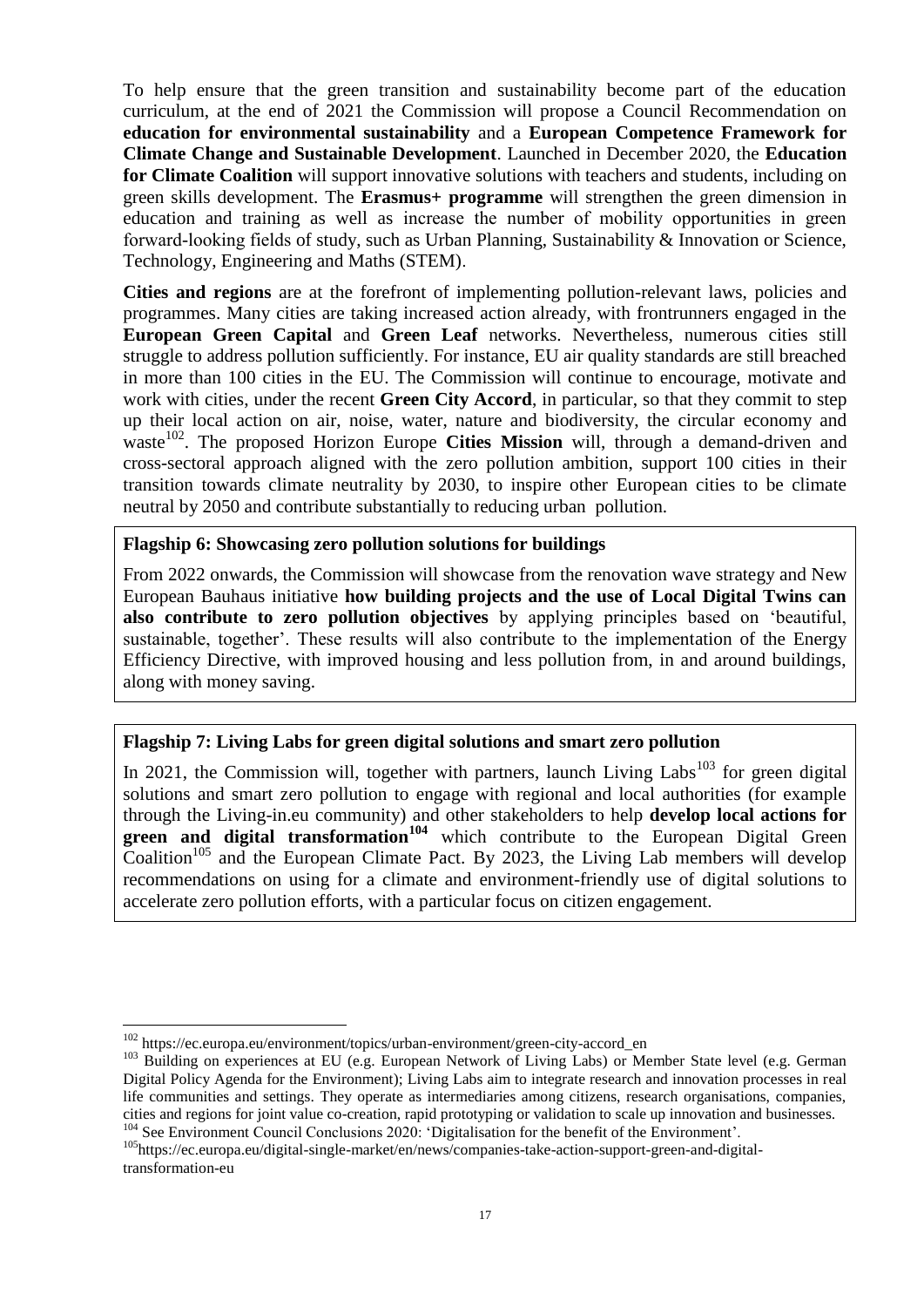To help ensure that the green transition and sustainability become part of the education curriculum, at the end of 2021 the Commission will propose a Council Recommendation on **education for environmental sustainability** and a **European Competence Framework for Climate Change and Sustainable Development**. Launched in December 2020, the **Education for Climate Coalition** will support innovative solutions with teachers and students, including on green skills development. The **Erasmus+ programme** will strengthen the green dimension in education and training as well as increase the number of mobility opportunities in green forward-looking fields of study, such as Urban Planning, Sustainability & Innovation or Science, Technology, Engineering and Maths (STEM).

**Cities and regions** are at the forefront of implementing pollution-relevant laws, policies and programmes. Many cities are taking increased action already, with frontrunners engaged in the **European Green Capital** and **Green Leaf** networks. Nevertheless, numerous cities still struggle to address pollution sufficiently. For instance, EU air quality standards are still breached in more than 100 cities in the EU. The Commission will continue to encourage, motivate and work with cities, under the recent **Green City Accord**, in particular, so that they commit to step up their local action on air, noise, water, nature and biodiversity, the circular economy and waste[102]. The proposed Horizon Europe **Cities Mission** will, through a demand-driven and cross-sectoral approach aligned with the zero pollution ambition, support 100 cities in their transition towards climate neutrality by 2030, to inspire other European cities to be climate neutral by 2050 and contribute substantially to reducing urban pollution.

**Flagship 6: Showcasing zero pollution solutions for buildings**

From 2022 onwards, the Commission will showcase from the renovation wave strategy and New European Bauhaus initiative **how building projects and the use of Local Digital Twins can also contribute to zero pollution objectives** by applying principles based on 'beautiful, sustainable, together'. These results will also contribute to the implementation of the Energy Efficiency Directive, with improved housing and less pollution from, in and around buildings, along with money saving.

**Flagship 7: Living Labs for green digital solutions and smart zero pollution**

In 2021, the Commission will, together with partners, launch Living Labs[103] for green digital solutions and smart zero pollution to engage with regional and local authorities (for example through the Living-in.eu community) and other stakeholders to help **develop local actions for green and digital transformation[104]** which contribute to the European Digital Green Coalition[105] and the European Climate Pact. By 2023, the Living Lab members will develop recommendations on using for a climate and environment-friendly use of digital solutions to accelerate zero pollution efforts, with a particular focus on citizen engagement.

---

[102] https://ec.europa.eu/environment/topics/urban-environment/green-city-accord_en

[103] Building on experiences at EU (e.g. European Network of Living Labs) or Member State level (e.g. German Digital Policy Agenda for the Environment); Living Labs aim to integrate research and innovation processes in real life communities and settings. They operate as intermediaries among citizens, research organisations, companies, cities and regions for joint value co-creation, rapid prototyping or validation to scale up innovation and businesses.

[104] See Environment Council Conclusions 2020: 'Digitalisation for the benefit of the Environment'.

[105] https://ec.europa.eu/digital-single-market/en/news/companies-take-action-support-green-and-digital-transformation-eu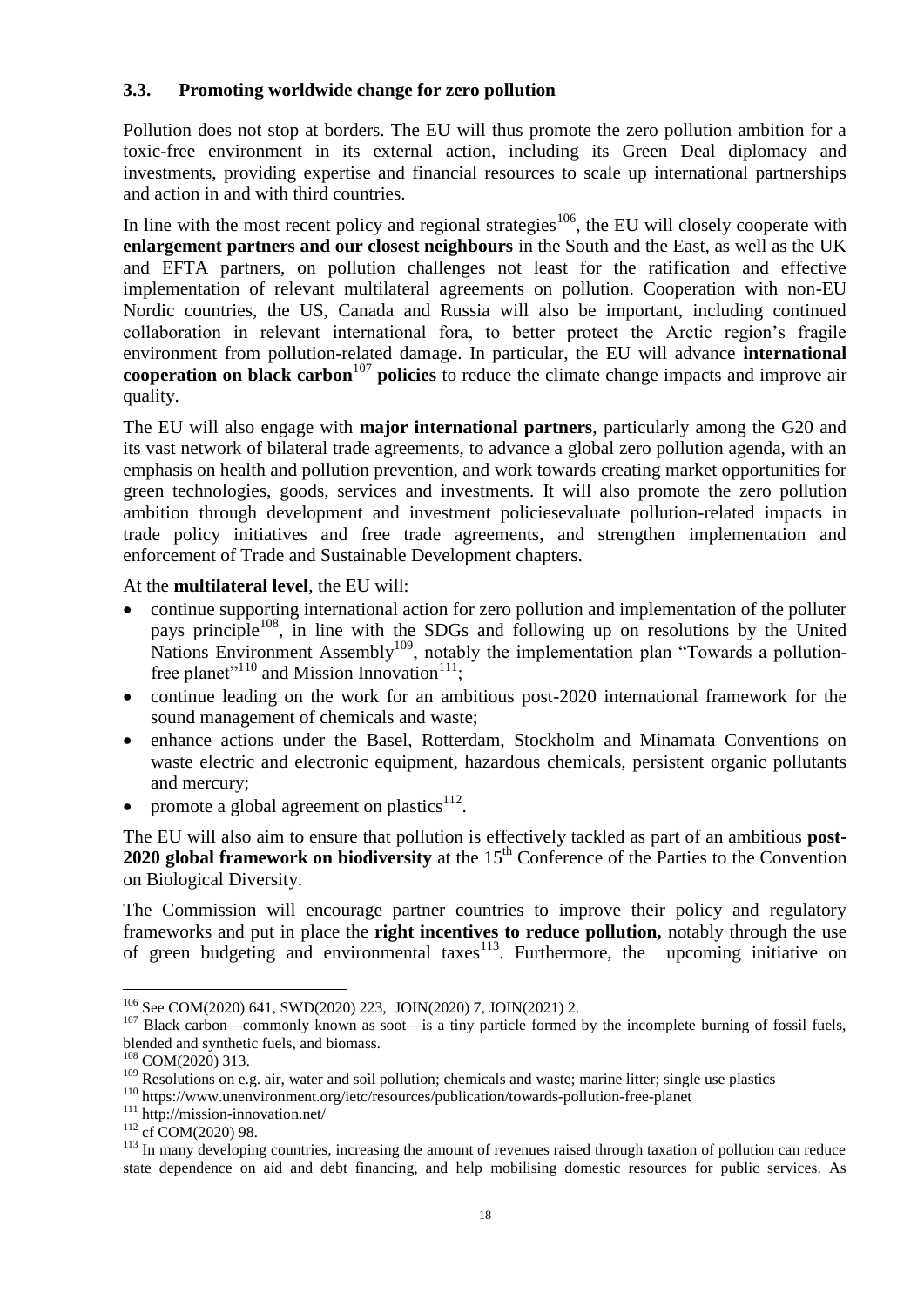### 3.3. Promoting worldwide change for zero pollution

Pollution does not stop at borders. The EU will thus promote the zero pollution ambition for a toxic-free environment in its external action, including its Green Deal diplomacy and investments, providing expertise and financial resources to scale up international partnerships and action in and with third countries.

In line with the most recent policy and regional strategies[106], the EU will closely cooperate with **enlargement partners and our closest neighbours** in the South and the East, as well as the UK and EFTA partners, on pollution challenges not least for the ratification and effective implementation of relevant multilateral agreements on pollution. Cooperation with non-EU Nordic countries, the US, Canada and Russia will also be important, including continued collaboration in relevant international fora, to better protect the Arctic region's fragile environment from pollution-related damage. In particular, the EU will advance **international cooperation on black carbon**[107] **policies** to reduce the climate change impacts and improve air quality.

The EU will also engage with **major international partners**, particularly among the G20 and its vast network of bilateral trade agreements, to advance a global zero pollution agenda, with an emphasis on health and pollution prevention, and work towards creating market opportunities for green technologies, goods, services and investments. It will also promote the zero pollution ambition through development and investment policiesevaluate pollution-related impacts in trade policy initiatives and free trade agreements, and strengthen implementation and enforcement of Trade and Sustainable Development chapters.

At the **multilateral level**, the EU will:

- continue supporting international action for zero pollution and implementation of the polluter pays principle[108], in line with the SDGs and following up on resolutions by the United Nations Environment Assembly[109], notably the implementation plan "Towards a pollution-free planet"[110] and Mission Innovation[111];
- continue leading on the work for an ambitious post-2020 international framework for the sound management of chemicals and waste;
- enhance actions under the Basel, Rotterdam, Stockholm and Minamata Conventions on waste electric and electronic equipment, hazardous chemicals, persistent organic pollutants and mercury;
- promote a global agreement on plastics[112].

The EU will also aim to ensure that pollution is effectively tackled as part of an ambitious **post-2020 global framework on biodiversity** at the 15th Conference of the Parties to the Convention on Biological Diversity.

The Commission will encourage partner countries to improve their policy and regulatory frameworks and put in place the **right incentives to reduce pollution,** notably through the use of green budgeting and environmental taxes[113]. Furthermore, the upcoming initiative on

---

[106] See COM(2020) 641, SWD(2020) 223, JOIN(2020) 7, JOIN(2021) 2.

[107] Black carbon—commonly known as soot—is a tiny particle formed by the incomplete burning of fossil fuels, blended and synthetic fuels, and biomass.

[108] COM(2020) 313.

[109] Resolutions on e.g. air, water and soil pollution; chemicals and waste; marine litter; single use plastics

[110] https://www.unenvironment.org/ietc/resources/publication/towards-pollution-free-planet

[111] http://mission-innovation.net/

[112] cf COM(2020) 98.

[113] In many developing countries, increasing the amount of revenues raised through taxation of pollution can reduce state dependence on aid and debt financing, and help mobilising domestic resources for public services. As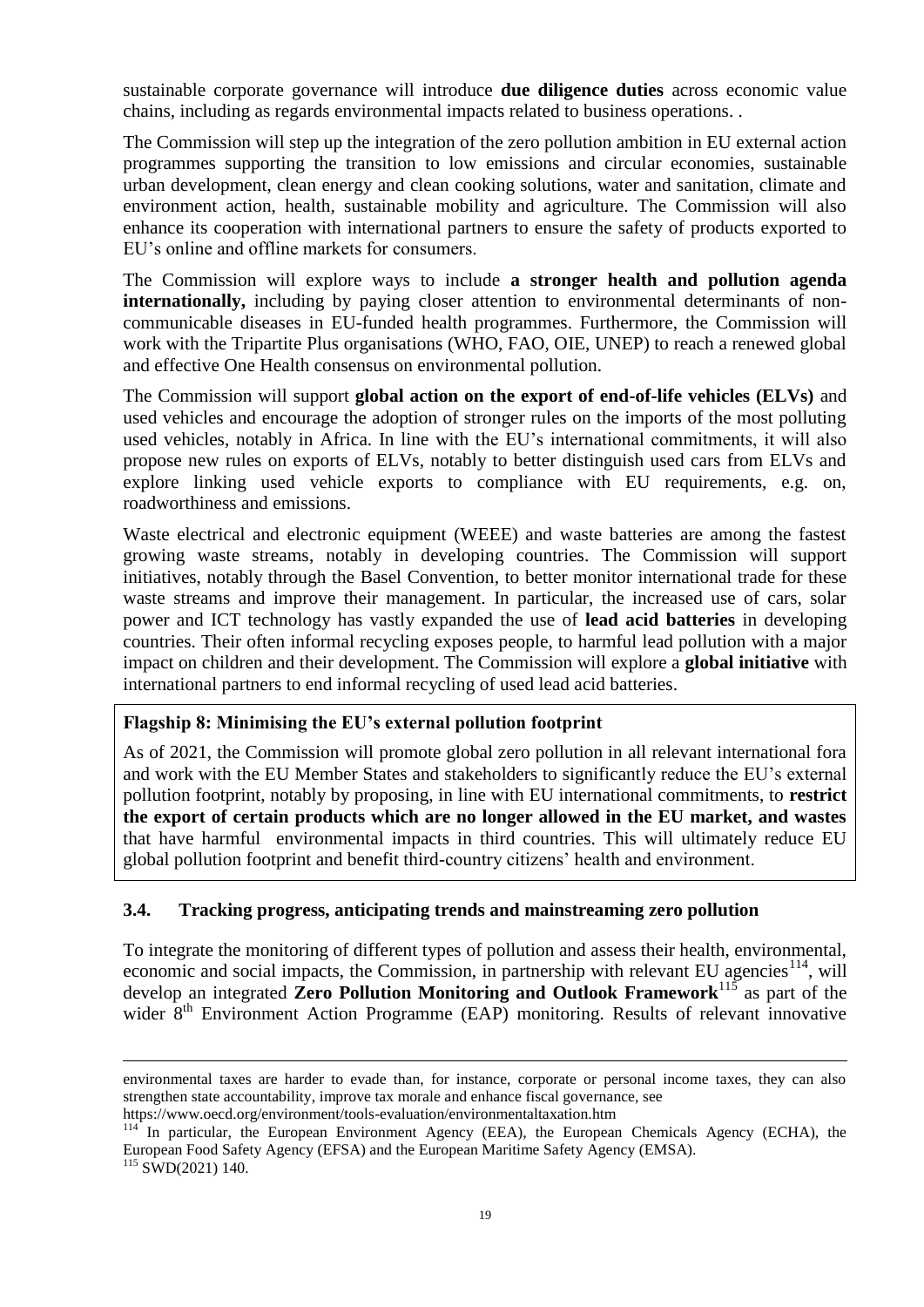sustainable corporate governance will introduce **due diligence duties** across economic value chains, including as regards environmental impacts related to business operations. .

The Commission will step up the integration of the zero pollution ambition in EU external action programmes supporting the transition to low emissions and circular economies, sustainable urban development, clean energy and clean cooking solutions, water and sanitation, climate and environment action, health, sustainable mobility and agriculture. The Commission will also enhance its cooperation with international partners to ensure the safety of products exported to EU's online and offline markets for consumers.

The Commission will explore ways to include **a stronger health and pollution agenda internationally,** including by paying closer attention to environmental determinants of non-communicable diseases in EU-funded health programmes. Furthermore, the Commission will work with the Tripartite Plus organisations (WHO, FAO, OIE, UNEP) to reach a renewed global and effective One Health consensus on environmental pollution.

The Commission will support **global action on the export of end-of-life vehicles (ELVs)** and used vehicles and encourage the adoption of stronger rules on the imports of the most polluting used vehicles, notably in Africa. In line with the EU's international commitments, it will also propose new rules on exports of ELVs, notably to better distinguish used cars from ELVs and explore linking used vehicle exports to compliance with EU requirements, e.g. on, roadworthiness and emissions.

Waste electrical and electronic equipment (WEEE) and waste batteries are among the fastest growing waste streams, notably in developing countries. The Commission will support initiatives, notably through the Basel Convention, to better monitor international trade for these waste streams and improve their management. In particular, the increased use of cars, solar power and ICT technology has vastly expanded the use of **lead acid batteries** in developing countries. Their often informal recycling exposes people, to harmful lead pollution with a major impact on children and their development. The Commission will explore a **global initiative** with international partners to end informal recycling of used lead acid batteries.

> **Flagship 8: Minimising the EU's external pollution footprint**
>
> As of 2021, the Commission will promote global zero pollution in all relevant international fora and work with the EU Member States and stakeholders to significantly reduce the EU's external pollution footprint, notably by proposing, in line with EU international commitments, to **restrict the export of certain products which are no longer allowed in the EU market, and wastes** that have harmful environmental impacts in third countries. This will ultimately reduce EU global pollution footprint and benefit third-country citizens' health and environment.

### 3.4. Tracking progress, anticipating trends and mainstreaming zero pollution

To integrate the monitoring of different types of pollution and assess their health, environmental, economic and social impacts, the Commission, in partnership with relevant EU agencies[114], will develop an integrated **Zero Pollution Monitoring and Outlook Framework**[115] as part of the wider 8th Environment Action Programme (EAP) monitoring. Results of relevant innovative

---

environmental taxes are harder to evade than, for instance, corporate or personal income taxes, they can also strengthen state accountability, improve tax morale and enhance fiscal governance, see https://www.oecd.org/environment/tools-evaluation/environmentaltaxation.htm

[114] In particular, the European Environment Agency (EEA), the European Chemicals Agency (ECHA), the European Food Safety Agency (EFSA) and the European Maritime Safety Agency (EMSA).

[115] SWD(2021) 140.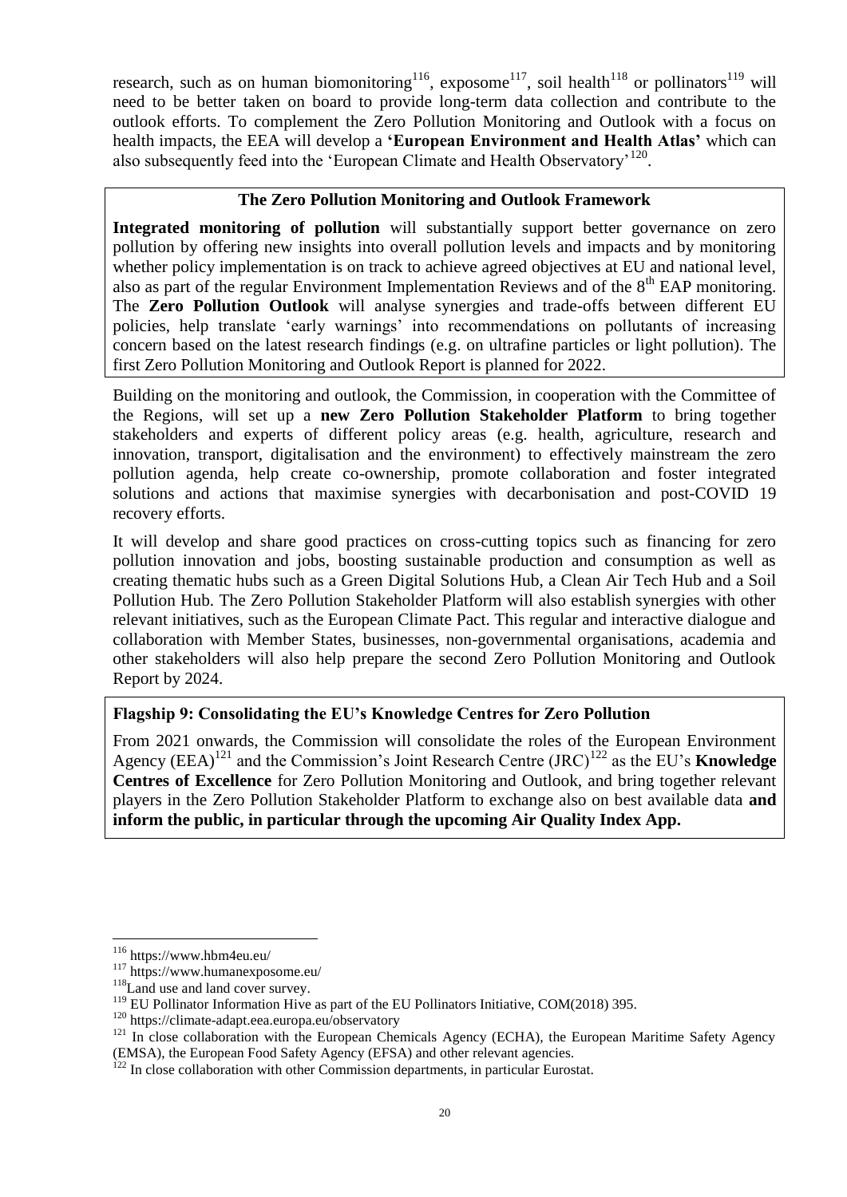research, such as on human biomonitoring[116], exposome[117], soil health[118] or pollinators[119] will need to be better taken on board to provide long-term data collection and contribute to the outlook efforts. To complement the Zero Pollution Monitoring and Outlook with a focus on health impacts, the EEA will develop a **'European Environment and Health Atlas'** which can also subsequently feed into the 'European Climate and Health Observatory'[120].

**The Zero Pollution Monitoring and Outlook Framework**

**Integrated monitoring of pollution** will substantially support better governance on zero pollution by offering new insights into overall pollution levels and impacts and by monitoring whether policy implementation is on track to achieve agreed objectives at EU and national level, also as part of the regular Environment Implementation Reviews and of the 8th EAP monitoring. The **Zero Pollution Outlook** will analyse synergies and trade-offs between different EU policies, help translate 'early warnings' into recommendations on pollutants of increasing concern based on the latest research findings (e.g. on ultrafine particles or light pollution). The first Zero Pollution Monitoring and Outlook Report is planned for 2022.

Building on the monitoring and outlook, the Commission, in cooperation with the Committee of the Regions, will set up a **new Zero Pollution Stakeholder Platform** to bring together stakeholders and experts of different policy areas (e.g. health, agriculture, research and innovation, transport, digitalisation and the environment) to effectively mainstream the zero pollution agenda, help create co-ownership, promote collaboration and foster integrated solutions and actions that maximise synergies with decarbonisation and post-COVID 19 recovery efforts.

It will develop and share good practices on cross-cutting topics such as financing for zero pollution innovation and jobs, boosting sustainable production and consumption as well as creating thematic hubs such as a Green Digital Solutions Hub, a Clean Air Tech Hub and a Soil Pollution Hub. The Zero Pollution Stakeholder Platform will also establish synergies with other relevant initiatives, such as the European Climate Pact. This regular and interactive dialogue and collaboration with Member States, businesses, non-governmental organisations, academia and other stakeholders will also help prepare the second Zero Pollution Monitoring and Outlook Report by 2024.

**Flagship 9: Consolidating the EU's Knowledge Centres for Zero Pollution**

From 2021 onwards, the Commission will consolidate the roles of the European Environment Agency (EEA)[121] and the Commission's Joint Research Centre (JRC)[122] as the EU's **Knowledge Centres of Excellence** for Zero Pollution Monitoring and Outlook, and bring together relevant players in the Zero Pollution Stakeholder Platform to exchange also on best available data **and inform the public, in particular through the upcoming Air Quality Index App.**

---

[116] https://www.hbm4eu.eu/

[117] https://www.humanexposome.eu/

[118] Land use and land cover survey.

[119] EU Pollinator Information Hive as part of the EU Pollinators Initiative, COM(2018) 395.

[120] https://climate-adapt.eea.europa.eu/observatory

[121] In close collaboration with the European Chemicals Agency (ECHA), the European Maritime Safety Agency (EMSA), the European Food Safety Agency (EFSA) and other relevant agencies.

[122] In close collaboration with other Commission departments, in particular Eurostat.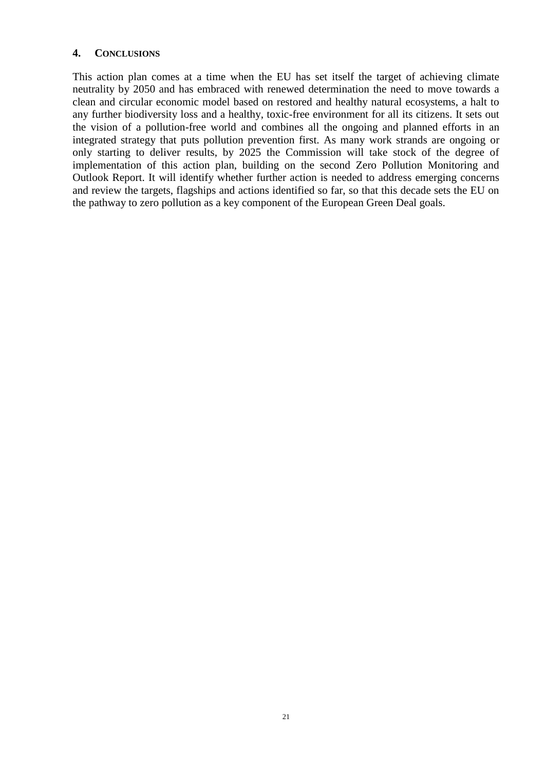## 4. CONCLUSIONS

This action plan comes at a time when the EU has set itself the target of achieving climate neutrality by 2050 and has embraced with renewed determination the need to move towards a clean and circular economic model based on restored and healthy natural ecosystems, a halt to any further biodiversity loss and a healthy, toxic-free environment for all its citizens. It sets out the vision of a pollution-free world and combines all the ongoing and planned efforts in an integrated strategy that puts pollution prevention first. As many work strands are ongoing or only starting to deliver results, by 2025 the Commission will take stock of the degree of implementation of this action plan, building on the second Zero Pollution Monitoring and Outlook Report. It will identify whether further action is needed to address emerging concerns and review the targets, flagships and actions identified so far, so that this decade sets the EU on the pathway to zero pollution as a key component of the European Green Deal goals.